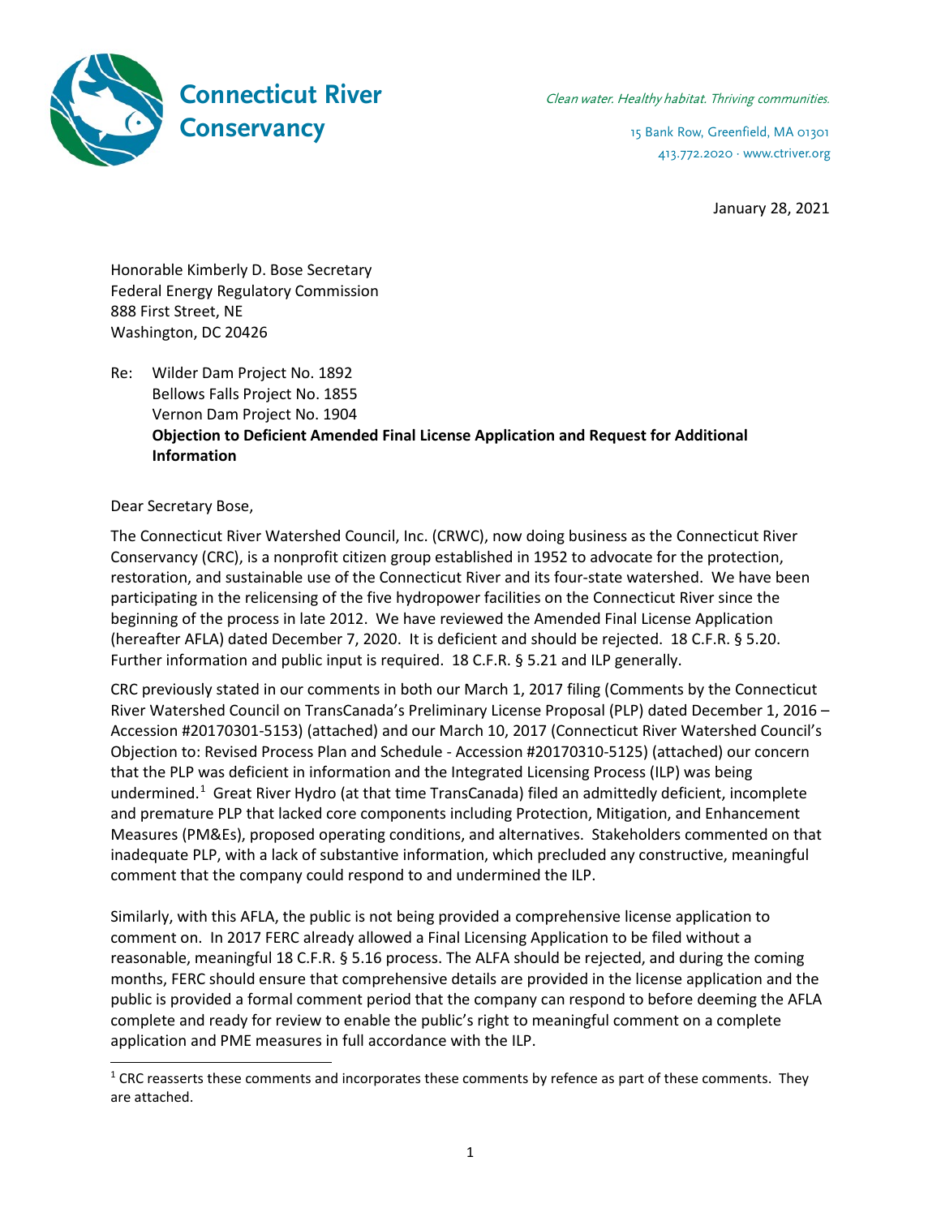**Connecticut River Conservancy**

*Clean water. Healthy habitat. Thriving communities.*

15 Bank Row, Greenfield, MA 01301
413.772.2020 · www.ctriver.org

January 28, 2021

Honorable Kimberly D. Bose Secretary
Federal Energy Regulatory Commission
888 First Street, NE
Washington, DC 20426

Re: Wilder Dam Project No. 1892
Bellows Falls Project No. 1855
Vernon Dam Project No. 1904
**Objection to Deficient Amended Final License Application and Request for Additional Information**

Dear Secretary Bose,

The Connecticut River Watershed Council, Inc. (CRWC), now doing business as the Connecticut River Conservancy (CRC), is a nonprofit citizen group established in 1952 to advocate for the protection, restoration, and sustainable use of the Connecticut River and its four-state watershed. We have been participating in the relicensing of the five hydropower facilities on the Connecticut River since the beginning of the process in late 2012. We have reviewed the Amended Final License Application (hereafter AFLA) dated December 7, 2020. It is deficient and should be rejected. 18 C.F.R. § 5.20. Further information and public input is required. 18 C.F.R. § 5.21 and ILP generally.

CRC previously stated in our comments in both our March 1, 2017 filing (Comments by the Connecticut River Watershed Council on TransCanada's Preliminary License Proposal (PLP) dated December 1, 2016 – Accession #20170301-5153) (attached) and our March 10, 2017 (Connecticut River Watershed Council's Objection to: Revised Process Plan and Schedule - Accession #20170310-5125) (attached) our concern that the PLP was deficient in information and the Integrated Licensing Process (ILP) was being undermined.[1] Great River Hydro (at that time TransCanada) filed an admittedly deficient, incomplete and premature PLP that lacked core components including Protection, Mitigation, and Enhancement Measures (PM&Es), proposed operating conditions, and alternatives. Stakeholders commented on that inadequate PLP, with a lack of substantive information, which precluded any constructive, meaningful comment that the company could respond to and undermined the ILP.

Similarly, with this AFLA, the public is not being provided a comprehensive license application to comment on. In 2017 FERC already allowed a Final Licensing Application to be filed without a reasonable, meaningful 18 C.F.R. § 5.16 process. The ALFA should be rejected, and during the coming months, FERC should ensure that comprehensive details are provided in the license application and the public is provided a formal comment period that the company can respond to before deeming the AFLA complete and ready for review to enable the public's right to meaningful comment on a complete application and PME measures in full accordance with the ILP.

[1] CRC reasserts these comments and incorporates these comments by refence as part of these comments. They are attached.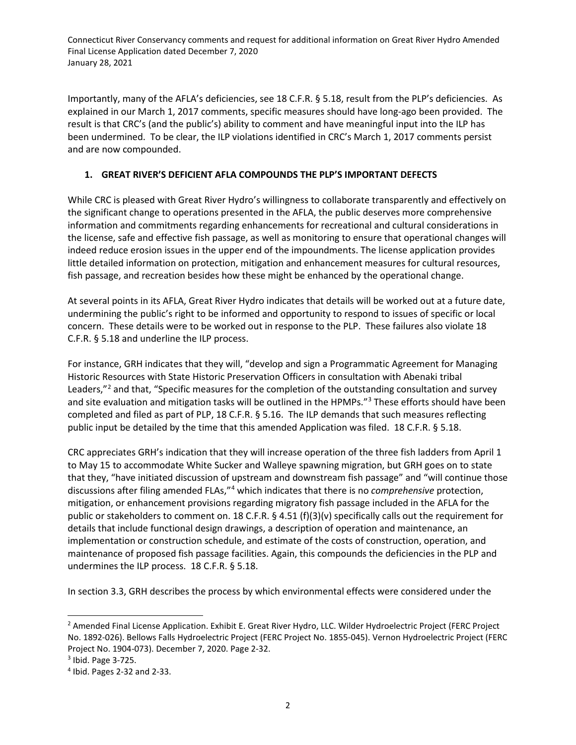Importantly, many of the AFLA's deficiencies, see 18 C.F.R. § 5.18, result from the PLP's deficiencies. As explained in our March 1, 2017 comments, specific measures should have long-ago been provided. The result is that CRC's (and the public's) ability to comment and have meaningful input into the ILP has been undermined. To be clear, the ILP violations identified in CRC's March 1, 2017 comments persist and are now compounded.

## 1. GREAT RIVER'S DEFICIENT AFLA COMPOUNDS THE PLP'S IMPORTANT DEFECTS

While CRC is pleased with Great River Hydro's willingness to collaborate transparently and effectively on the significant change to operations presented in the AFLA, the public deserves more comprehensive information and commitments regarding enhancements for recreational and cultural considerations in the license, safe and effective fish passage, as well as monitoring to ensure that operational changes will indeed reduce erosion issues in the upper end of the impoundments. The license application provides little detailed information on protection, mitigation and enhancement measures for cultural resources, fish passage, and recreation besides how these might be enhanced by the operational change.

At several points in its AFLA, Great River Hydro indicates that details will be worked out at a future date, undermining the public's right to be informed and opportunity to respond to issues of specific or local concern. These details were to be worked out in response to the PLP. These failures also violate 18 C.F.R. § 5.18 and underline the ILP process.

For instance, GRH indicates that they will, "develop and sign a Programmatic Agreement for Managing Historic Resources with State Historic Preservation Officers in consultation with Abenaki tribal Leaders,"[2] and that, "Specific measures for the completion of the outstanding consultation and survey and site evaluation and mitigation tasks will be outlined in the HPMPs."[3] These efforts should have been completed and filed as part of PLP, 18 C.F.R. § 5.16. The ILP demands that such measures reflecting public input be detailed by the time that this amended Application was filed. 18 C.F.R. § 5.18.

CRC appreciates GRH's indication that they will increase operation of the three fish ladders from April 1 to May 15 to accommodate White Sucker and Walleye spawning migration, but GRH goes on to state that they, "have initiated discussion of upstream and downstream fish passage" and "will continue those discussions after filing amended FLAs,"[4] which indicates that there is no *comprehensive* protection, mitigation, or enhancement provisions regarding migratory fish passage included in the AFLA for the public or stakeholders to comment on. 18 C.F.R. § 4.51 (f)(3)(v) specifically calls out the requirement for details that include functional design drawings, a description of operation and maintenance, an implementation or construction schedule, and estimate of the costs of construction, operation, and maintenance of proposed fish passage facilities. Again, this compounds the deficiencies in the PLP and undermines the ILP process. 18 C.F.R. § 5.18.

In section 3.3, GRH describes the process by which environmental effects were considered under the

---

[2] Amended Final License Application. Exhibit E. Great River Hydro, LLC. Wilder Hydroelectric Project (FERC Project No. 1892-026). Bellows Falls Hydroelectric Project (FERC Project No. 1855-045). Vernon Hydroelectric Project (FERC Project No. 1904-073). December 7, 2020. Page 2-32.

[3] Ibid. Page 3-725.

[4] Ibid. Pages 2-32 and 2-33.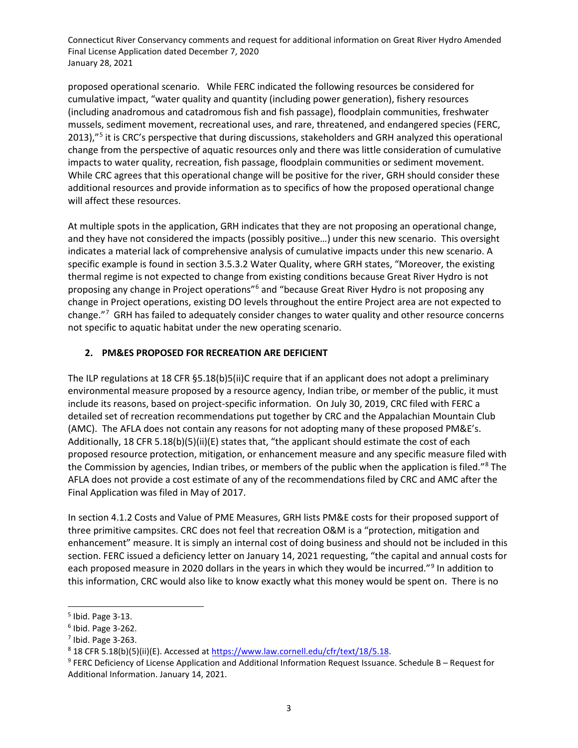proposed operational scenario. While FERC indicated the following resources be considered for cumulative impact, "water quality and quantity (including power generation), fishery resources (including anadromous and catadromous fish and fish passage), floodplain communities, freshwater mussels, sediment movement, recreational uses, and rare, threatened, and endangered species (FERC, 2013),"[5] it is CRC's perspective that during discussions, stakeholders and GRH analyzed this operational change from the perspective of aquatic resources only and there was little consideration of cumulative impacts to water quality, recreation, fish passage, floodplain communities or sediment movement. While CRC agrees that this operational change will be positive for the river, GRH should consider these additional resources and provide information as to specifics of how the proposed operational change will affect these resources.

At multiple spots in the application, GRH indicates that they are not proposing an operational change, and they have not considered the impacts (possibly positive…) under this new scenario. This oversight indicates a material lack of comprehensive analysis of cumulative impacts under this new scenario. A specific example is found in section 3.5.3.2 Water Quality, where GRH states, "Moreover, the existing thermal regime is not expected to change from existing conditions because Great River Hydro is not proposing any change in Project operations"[6] and "because Great River Hydro is not proposing any change in Project operations, existing DO levels throughout the entire Project area are not expected to change."[7] GRH has failed to adequately consider changes to water quality and other resource concerns not specific to aquatic habitat under the new operating scenario.

## 2. PM&ES PROPOSED FOR RECREATION ARE DEFICIENT

The ILP regulations at 18 CFR §5.18(b)5(ii)C require that if an applicant does not adopt a preliminary environmental measure proposed by a resource agency, Indian tribe, or member of the public, it must include its reasons, based on project-specific information. On July 30, 2019, CRC filed with FERC a detailed set of recreation recommendations put together by CRC and the Appalachian Mountain Club (AMC). The AFLA does not contain any reasons for not adopting many of these proposed PM&E's. Additionally, 18 CFR 5.18(b)(5)(ii)(E) states that, "the applicant should estimate the cost of each proposed resource protection, mitigation, or enhancement measure and any specific measure filed with the Commission by agencies, Indian tribes, or members of the public when the application is filed."[8] The AFLA does not provide a cost estimate of any of the recommendations filed by CRC and AMC after the Final Application was filed in May of 2017.

In section 4.1.2 Costs and Value of PME Measures, GRH lists PM&E costs for their proposed support of three primitive campsites. CRC does not feel that recreation O&M is a "protection, mitigation and enhancement" measure. It is simply an internal cost of doing business and should not be included in this section. FERC issued a deficiency letter on January 14, 2021 requesting, "the capital and annual costs for each proposed measure in 2020 dollars in the years in which they would be incurred."[9] In addition to this information, CRC would also like to know exactly what this money would be spent on. There is no

---

[5] Ibid. Page 3-13.

[6] Ibid. Page 3-262.

[7] Ibid. Page 3-263.

[8] 18 CFR 5.18(b)(5)(ii)(E). Accessed at https://www.law.cornell.edu/cfr/text/18/5.18.

[9] FERC Deficiency of License Application and Additional Information Request Issuance. Schedule B – Request for Additional Information. January 14, 2021.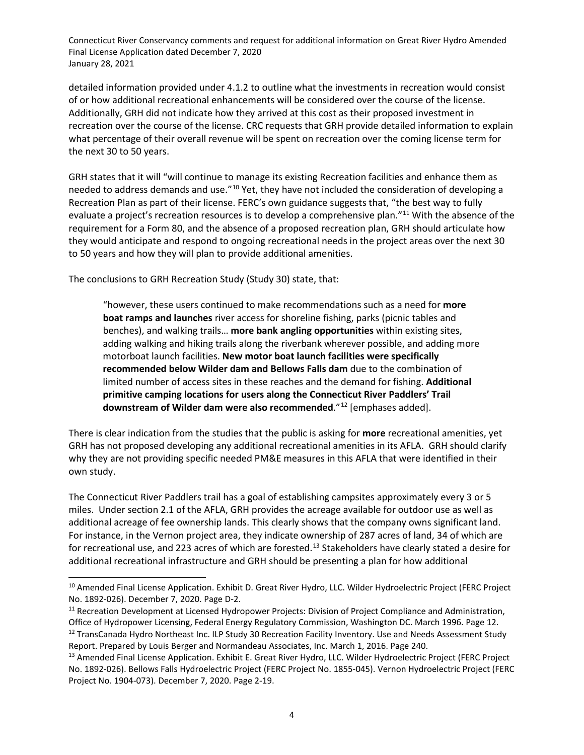detailed information provided under 4.1.2 to outline what the investments in recreation would consist of or how additional recreational enhancements will be considered over the course of the license. Additionally, GRH did not indicate how they arrived at this cost as their proposed investment in recreation over the course of the license. CRC requests that GRH provide detailed information to explain what percentage of their overall revenue will be spent on recreation over the coming license term for the next 30 to 50 years.

GRH states that it will "will continue to manage its existing Recreation facilities and enhance them as needed to address demands and use."[10] Yet, they have not included the consideration of developing a Recreation Plan as part of their license. FERC's own guidance suggests that, "the best way to fully evaluate a project's recreation resources is to develop a comprehensive plan."[11] With the absence of the requirement for a Form 80, and the absence of a proposed recreation plan, GRH should articulate how they would anticipate and respond to ongoing recreational needs in the project areas over the next 30 to 50 years and how they will plan to provide additional amenities.

The conclusions to GRH Recreation Study (Study 30) state, that:

> "however, these users continued to make recommendations such as a need for **more boat ramps and launches** river access for shoreline fishing, parks (picnic tables and benches), and walking trails… **more bank angling opportunities** within existing sites, adding walking and hiking trails along the riverbank wherever possible, and adding more motorboat launch facilities. **New motor boat launch facilities were specifically recommended below Wilder dam and Bellows Falls dam** due to the combination of limited number of access sites in these reaches and the demand for fishing. **Additional primitive camping locations for users along the Connecticut River Paddlers' Trail downstream of Wilder dam were also recommended**."[12] [emphases added].

There is clear indication from the studies that the public is asking for **more** recreational amenities, yet GRH has not proposed developing any additional recreational amenities in its AFLA. GRH should clarify why they are not providing specific needed PM&E measures in this AFLA that were identified in their own study.

The Connecticut River Paddlers trail has a goal of establishing campsites approximately every 3 or 5 miles. Under section 2.1 of the AFLA, GRH provides the acreage available for outdoor use as well as additional acreage of fee ownership lands. This clearly shows that the company owns significant land. For instance, in the Vernon project area, they indicate ownership of 287 acres of land, 34 of which are for recreational use, and 223 acres of which are forested.[13] Stakeholders have clearly stated a desire for additional recreational infrastructure and GRH should be presenting a plan for how additional

---

[10] Amended Final License Application. Exhibit D. Great River Hydro, LLC. Wilder Hydroelectric Project (FERC Project No. 1892-026). December 7, 2020. Page D-2.

[11] Recreation Development at Licensed Hydropower Projects: Division of Project Compliance and Administration, Office of Hydropower Licensing, Federal Energy Regulatory Commission, Washington DC. March 1996. Page 12.

[12] TransCanada Hydro Northeast Inc. ILP Study 30 Recreation Facility Inventory. Use and Needs Assessment Study Report. Prepared by Louis Berger and Normandeau Associates, Inc. March 1, 2016. Page 240.

[13] Amended Final License Application. Exhibit E. Great River Hydro, LLC. Wilder Hydroelectric Project (FERC Project No. 1892-026). Bellows Falls Hydroelectric Project (FERC Project No. 1855-045). Vernon Hydroelectric Project (FERC Project No. 1904-073). December 7, 2020. Page 2-19.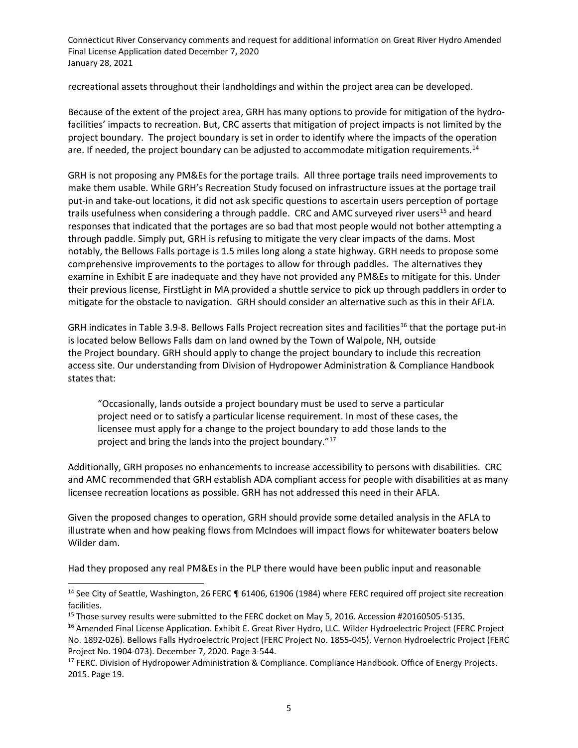recreational assets throughout their landholdings and within the project area can be developed.

Because of the extent of the project area, GRH has many options to provide for mitigation of the hydro-facilities' impacts to recreation. But, CRC asserts that mitigation of project impacts is not limited by the project boundary. The project boundary is set in order to identify where the impacts of the operation are. If needed, the project boundary can be adjusted to accommodate mitigation requirements.[14]

GRH is not proposing any PM&Es for the portage trails. All three portage trails need improvements to make them usable. While GRH's Recreation Study focused on infrastructure issues at the portage trail put-in and take-out locations, it did not ask specific questions to ascertain users perception of portage trails usefulness when considering a through paddle. CRC and AMC surveyed river users[15] and heard responses that indicated that the portages are so bad that most people would not bother attempting a through paddle. Simply put, GRH is refusing to mitigate the very clear impacts of the dams. Most notably, the Bellows Falls portage is 1.5 miles long along a state highway. GRH needs to propose some comprehensive improvements to the portages to allow for through paddles. The alternatives they examine in Exhibit E are inadequate and they have not provided any PM&Es to mitigate for this. Under their previous license, FirstLight in MA provided a shuttle service to pick up through paddlers in order to mitigate for the obstacle to navigation. GRH should consider an alternative such as this in their AFLA.

GRH indicates in Table 3.9-8. Bellows Falls Project recreation sites and facilities[16] that the portage put-in is located below Bellows Falls dam on land owned by the Town of Walpole, NH, outside the Project boundary. GRH should apply to change the project boundary to include this recreation access site. Our understanding from Division of Hydropower Administration & Compliance Handbook states that:

> "Occasionally, lands outside a project boundary must be used to serve a particular project need or to satisfy a particular license requirement. In most of these cases, the licensee must apply for a change to the project boundary to add those lands to the project and bring the lands into the project boundary."[17]

Additionally, GRH proposes no enhancements to increase accessibility to persons with disabilities. CRC and AMC recommended that GRH establish ADA compliant access for people with disabilities at as many licensee recreation locations as possible. GRH has not addressed this need in their AFLA.

Given the proposed changes to operation, GRH should provide some detailed analysis in the AFLA to illustrate when and how peaking flows from McIndoes will impact flows for whitewater boaters below Wilder dam.

Had they proposed any real PM&Es in the PLP there would have been public input and reasonable

---

[14] See City of Seattle, Washington, 26 FERC ¶ 61406, 61906 (1984) where FERC required off project site recreation facilities.

[15] Those survey results were submitted to the FERC docket on May 5, 2016. Accession #20160505-5135.

[16] Amended Final License Application. Exhibit E. Great River Hydro, LLC. Wilder Hydroelectric Project (FERC Project No. 1892-026). Bellows Falls Hydroelectric Project (FERC Project No. 1855-045). Vernon Hydroelectric Project (FERC Project No. 1904-073). December 7, 2020. Page 3-544.

[17] FERC. Division of Hydropower Administration & Compliance. Compliance Handbook. Office of Energy Projects. 2015. Page 19.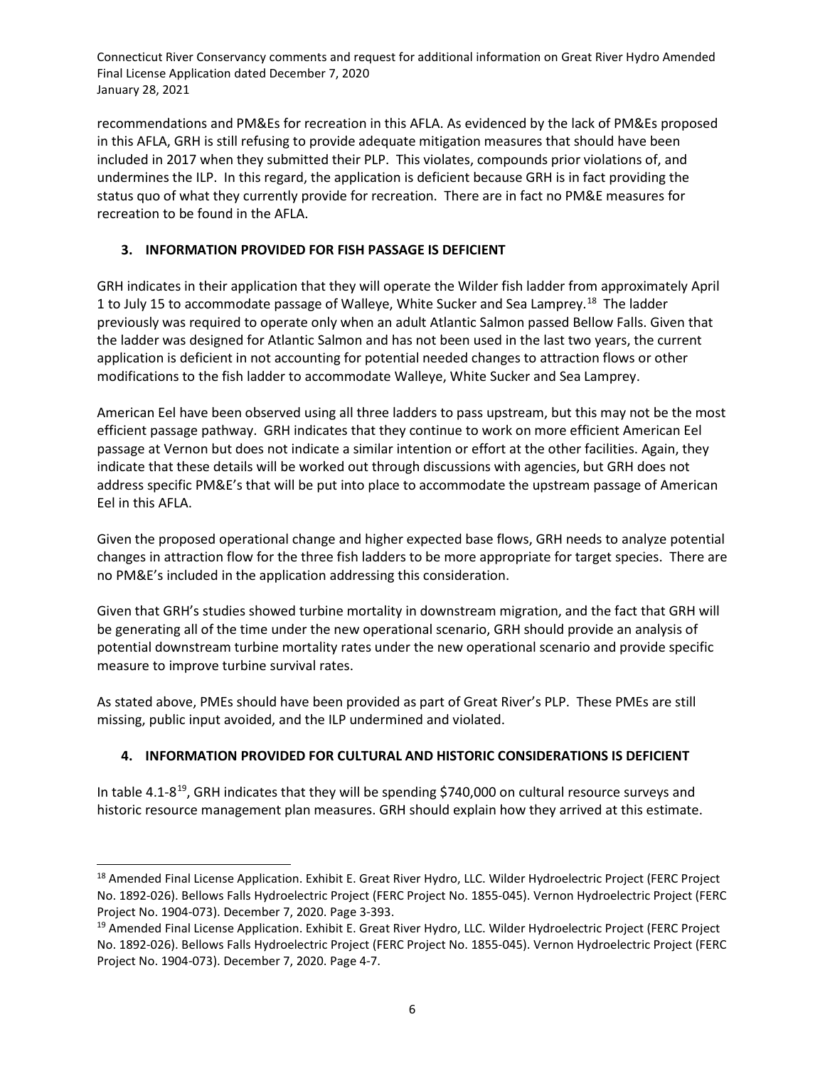recommendations and PM&Es for recreation in this AFLA. As evidenced by the lack of PM&Es proposed in this AFLA, GRH is still refusing to provide adequate mitigation measures that should have been included in 2017 when they submitted their PLP. This violates, compounds prior violations of, and undermines the ILP. In this regard, the application is deficient because GRH is in fact providing the status quo of what they currently provide for recreation. There are in fact no PM&E measures for recreation to be found in the AFLA.

## 3. INFORMATION PROVIDED FOR FISH PASSAGE IS DEFICIENT

GRH indicates in their application that they will operate the Wilder fish ladder from approximately April 1 to July 15 to accommodate passage of Walleye, White Sucker and Sea Lamprey.[18] The ladder previously was required to operate only when an adult Atlantic Salmon passed Bellow Falls. Given that the ladder was designed for Atlantic Salmon and has not been used in the last two years, the current application is deficient in not accounting for potential needed changes to attraction flows or other modifications to the fish ladder to accommodate Walleye, White Sucker and Sea Lamprey.

American Eel have been observed using all three ladders to pass upstream, but this may not be the most efficient passage pathway. GRH indicates that they continue to work on more efficient American Eel passage at Vernon but does not indicate a similar intention or effort at the other facilities. Again, they indicate that these details will be worked out through discussions with agencies, but GRH does not address specific PM&E's that will be put into place to accommodate the upstream passage of American Eel in this AFLA.

Given the proposed operational change and higher expected base flows, GRH needs to analyze potential changes in attraction flow for the three fish ladders to be more appropriate for target species. There are no PM&E's included in the application addressing this consideration.

Given that GRH's studies showed turbine mortality in downstream migration, and the fact that GRH will be generating all of the time under the new operational scenario, GRH should provide an analysis of potential downstream turbine mortality rates under the new operational scenario and provide specific measure to improve turbine survival rates.

As stated above, PMEs should have been provided as part of Great River's PLP. These PMEs are still missing, public input avoided, and the ILP undermined and violated.

## 4. INFORMATION PROVIDED FOR CULTURAL AND HISTORIC CONSIDERATIONS IS DEFICIENT

In table 4.1-8[19], GRH indicates that they will be spending $740,000 on cultural resource surveys and historic resource management plan measures. GRH should explain how they arrived at this estimate.

---

[18] Amended Final License Application. Exhibit E. Great River Hydro, LLC. Wilder Hydroelectric Project (FERC Project No. 1892-026). Bellows Falls Hydroelectric Project (FERC Project No. 1855-045). Vernon Hydroelectric Project (FERC Project No. 1904-073). December 7, 2020. Page 3-393.

[19] Amended Final License Application. Exhibit E. Great River Hydro, LLC. Wilder Hydroelectric Project (FERC Project No. 1892-026). Bellows Falls Hydroelectric Project (FERC Project No. 1855-045). Vernon Hydroelectric Project (FERC Project No. 1904-073). December 7, 2020. Page 4-7.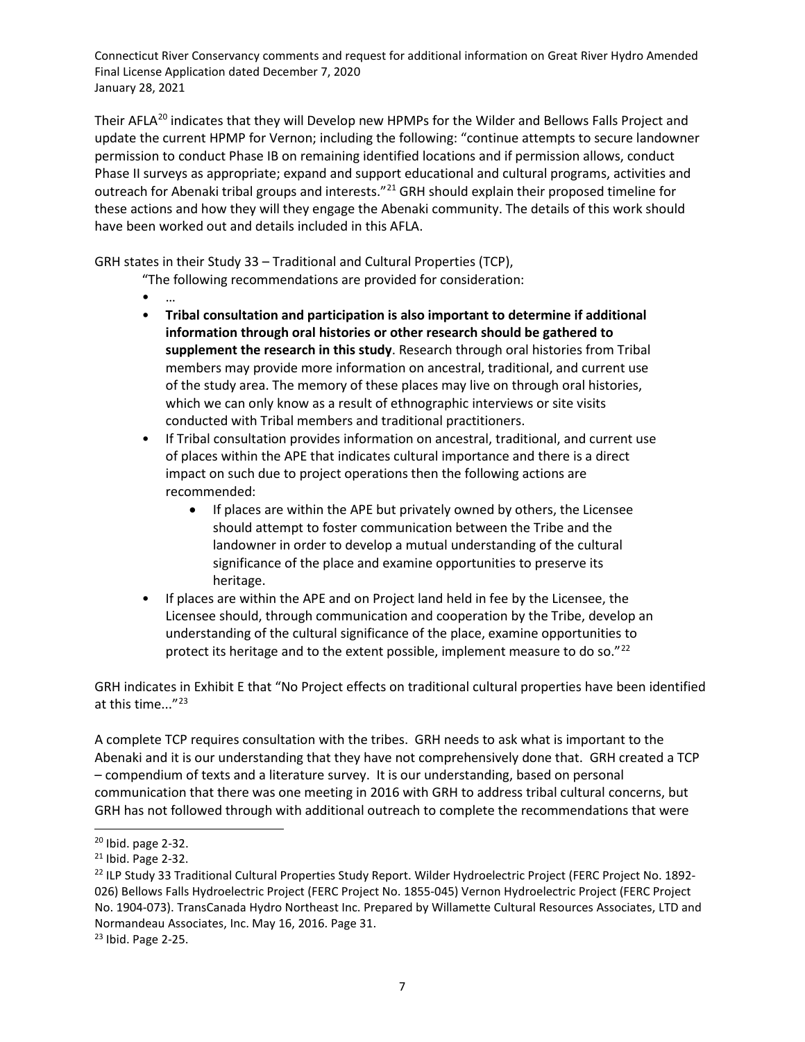Their AFLA[20] indicates that they will Develop new HPMPs for the Wilder and Bellows Falls Project and update the current HPMP for Vernon; including the following: "continue attempts to secure landowner permission to conduct Phase IB on remaining identified locations and if permission allows, conduct Phase II surveys as appropriate; expand and support educational and cultural programs, activities and outreach for Abenaki tribal groups and interests."[21] GRH should explain their proposed timeline for these actions and how they will they engage the Abenaki community. The details of this work should have been worked out and details included in this AFLA.

GRH states in their Study 33 – Traditional and Cultural Properties (TCP),

> "The following recommendations are provided for consideration:
>
> - …
> - **Tribal consultation and participation is also important to determine if additional information through oral histories or other research should be gathered to supplement the research in this study**. Research through oral histories from Tribal members may provide more information on ancestral, traditional, and current use of the study area. The memory of these places may live on through oral histories, which we can only know as a result of ethnographic interviews or site visits conducted with Tribal members and traditional practitioners.
> - If Tribal consultation provides information on ancestral, traditional, and current use of places within the APE that indicates cultural importance and there is a direct impact on such due to project operations then the following actions are recommended:
>     - If places are within the APE but privately owned by others, the Licensee should attempt to foster communication between the Tribe and the landowner in order to develop a mutual understanding of the cultural significance of the place and examine opportunities to preserve its heritage.
> - If places are within the APE and on Project land held in fee by the Licensee, the Licensee should, through communication and cooperation by the Tribe, develop an understanding of the cultural significance of the place, examine opportunities to protect its heritage and to the extent possible, implement measure to do so."[22]

GRH indicates in Exhibit E that "No Project effects on traditional cultural properties have been identified at this time..."[23]

A complete TCP requires consultation with the tribes. GRH needs to ask what is important to the Abenaki and it is our understanding that they have not comprehensively done that. GRH created a TCP – compendium of texts and a literature survey. It is our understanding, based on personal communication that there was one meeting in 2016 with GRH to address tribal cultural concerns, but GRH has not followed through with additional outreach to complete the recommendations that were

---

[20] Ibid. page 2-32.

[21] Ibid. Page 2-32.

[22] ILP Study 33 Traditional Cultural Properties Study Report. Wilder Hydroelectric Project (FERC Project No. 1892-026) Bellows Falls Hydroelectric Project (FERC Project No. 1855-045) Vernon Hydroelectric Project (FERC Project No. 1904-073). TransCanada Hydro Northeast Inc. Prepared by Willamette Cultural Resources Associates, LTD and Normandeau Associates, Inc. May 16, 2016. Page 31.

[23] Ibid. Page 2-25.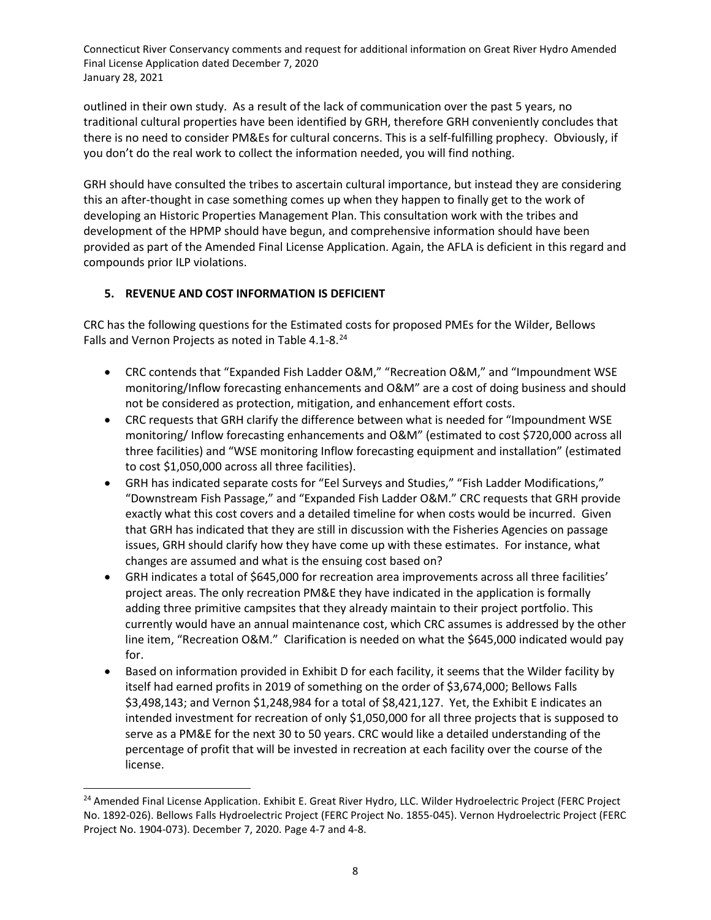outlined in their own study. As a result of the lack of communication over the past 5 years, no traditional cultural properties have been identified by GRH, therefore GRH conveniently concludes that there is no need to consider PM&Es for cultural concerns. This is a self-fulfilling prophecy. Obviously, if you don't do the real work to collect the information needed, you will find nothing.

GRH should have consulted the tribes to ascertain cultural importance, but instead they are considering this an after-thought in case something comes up when they happen to finally get to the work of developing an Historic Properties Management Plan. This consultation work with the tribes and development of the HPMP should have begun, and comprehensive information should have been provided as part of the Amended Final License Application. Again, the AFLA is deficient in this regard and compounds prior ILP violations.

## 5. REVENUE AND COST INFORMATION IS DEFICIENT

CRC has the following questions for the Estimated costs for proposed PMEs for the Wilder, Bellows Falls and Vernon Projects as noted in Table 4.1-8.[24]

- CRC contends that "Expanded Fish Ladder O&M," "Recreation O&M," and "Impoundment WSE monitoring/Inflow forecasting enhancements and O&M" are a cost of doing business and should not be considered as protection, mitigation, and enhancement effort costs.
- CRC requests that GRH clarify the difference between what is needed for "Impoundment WSE monitoring/ Inflow forecasting enhancements and O&M" (estimated to cost $720,000 across all three facilities) and "WSE monitoring Inflow forecasting equipment and installation" (estimated to cost $1,050,000 across all three facilities).
- GRH has indicated separate costs for "Eel Surveys and Studies," "Fish Ladder Modifications," "Downstream Fish Passage," and "Expanded Fish Ladder O&M." CRC requests that GRH provide exactly what this cost covers and a detailed timeline for when costs would be incurred. Given that GRH has indicated that they are still in discussion with the Fisheries Agencies on passage issues, GRH should clarify how they have come up with these estimates. For instance, what changes are assumed and what is the ensuing cost based on?
- GRH indicates a total of $645,000 for recreation area improvements across all three facilities' project areas. The only recreation PM&E they have indicated in the application is formally adding three primitive campsites that they already maintain to their project portfolio. This currently would have an annual maintenance cost, which CRC assumes is addressed by the other line item, "Recreation O&M." Clarification is needed on what the $645,000 indicated would pay for.
- Based on information provided in Exhibit D for each facility, it seems that the Wilder facility by itself had earned profits in 2019 of something on the order of $3,674,000; Bellows Falls $3,498,143; and Vernon $1,248,984 for a total of $8,421,127. Yet, the Exhibit E indicates an intended investment for recreation of only $1,050,000 for all three projects that is supposed to serve as a PM&E for the next 30 to 50 years. CRC would like a detailed understanding of the percentage of profit that will be invested in recreation at each facility over the course of the license.

[24] Amended Final License Application. Exhibit E. Great River Hydro, LLC. Wilder Hydroelectric Project (FERC Project No. 1892-026). Bellows Falls Hydroelectric Project (FERC Project No. 1855-045). Vernon Hydroelectric Project (FERC Project No. 1904-073). December 7, 2020. Page 4-7 and 4-8.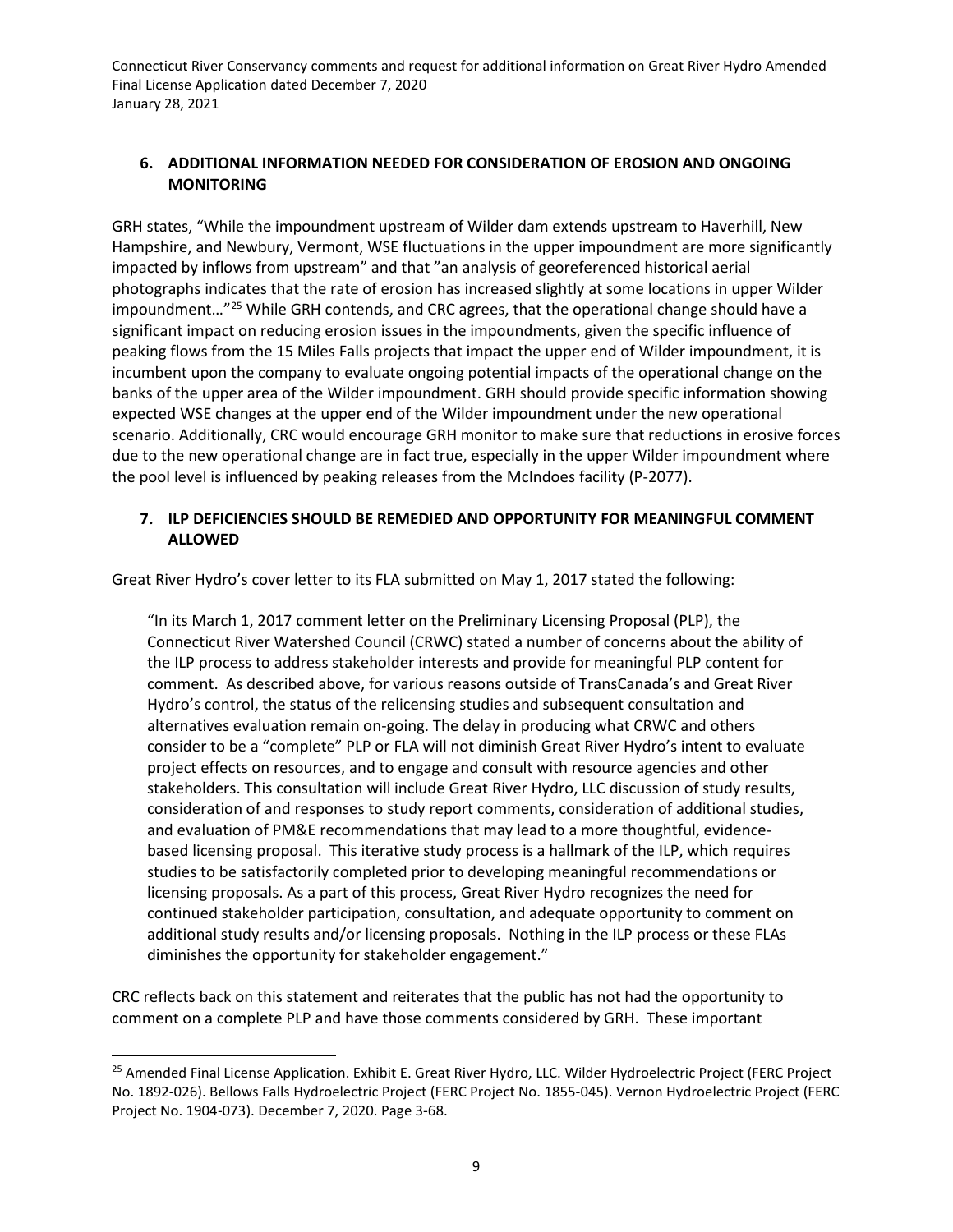## 6. ADDITIONAL INFORMATION NEEDED FOR CONSIDERATION OF EROSION AND ONGOING MONITORING

GRH states, "While the impoundment upstream of Wilder dam extends upstream to Haverhill, New Hampshire, and Newbury, Vermont, WSE fluctuations in the upper impoundment are more significantly impacted by inflows from upstream" and that "an analysis of georeferenced historical aerial photographs indicates that the rate of erosion has increased slightly at some locations in upper Wilder impoundment…"[25] While GRH contends, and CRC agrees, that the operational change should have a significant impact on reducing erosion issues in the impoundments, given the specific influence of peaking flows from the 15 Miles Falls projects that impact the upper end of Wilder impoundment, it is incumbent upon the company to evaluate ongoing potential impacts of the operational change on the banks of the upper area of the Wilder impoundment. GRH should provide specific information showing expected WSE changes at the upper end of the Wilder impoundment under the new operational scenario. Additionally, CRC would encourage GRH monitor to make sure that reductions in erosive forces due to the new operational change are in fact true, especially in the upper Wilder impoundment where the pool level is influenced by peaking releases from the McIndoes facility (P-2077).

## 7. ILP DEFICIENCIES SHOULD BE REMEDIED AND OPPORTUNITY FOR MEANINGFUL COMMENT ALLOWED

Great River Hydro's cover letter to its FLA submitted on May 1, 2017 stated the following:

> "In its March 1, 2017 comment letter on the Preliminary Licensing Proposal (PLP), the Connecticut River Watershed Council (CRWC) stated a number of concerns about the ability of the ILP process to address stakeholder interests and provide for meaningful PLP content for comment. As described above, for various reasons outside of TransCanada's and Great River Hydro's control, the status of the relicensing studies and subsequent consultation and alternatives evaluation remain on-going. The delay in producing what CRWC and others consider to be a "complete" PLP or FLA will not diminish Great River Hydro's intent to evaluate project effects on resources, and to engage and consult with resource agencies and other stakeholders. This consultation will include Great River Hydro, LLC discussion of study results, consideration of and responses to study report comments, consideration of additional studies, and evaluation of PM&E recommendations that may lead to a more thoughtful, evidence-based licensing proposal. This iterative study process is a hallmark of the ILP, which requires studies to be satisfactorily completed prior to developing meaningful recommendations or licensing proposals. As a part of this process, Great River Hydro recognizes the need for continued stakeholder participation, consultation, and adequate opportunity to comment on additional study results and/or licensing proposals. Nothing in the ILP process or these FLAs diminishes the opportunity for stakeholder engagement."

CRC reflects back on this statement and reiterates that the public has not had the opportunity to comment on a complete PLP and have those comments considered by GRH. These important

[25] Amended Final License Application. Exhibit E. Great River Hydro, LLC. Wilder Hydroelectric Project (FERC Project No. 1892-026). Bellows Falls Hydroelectric Project (FERC Project No. 1855-045). Vernon Hydroelectric Project (FERC Project No. 1904-073). December 7, 2020. Page 3-68.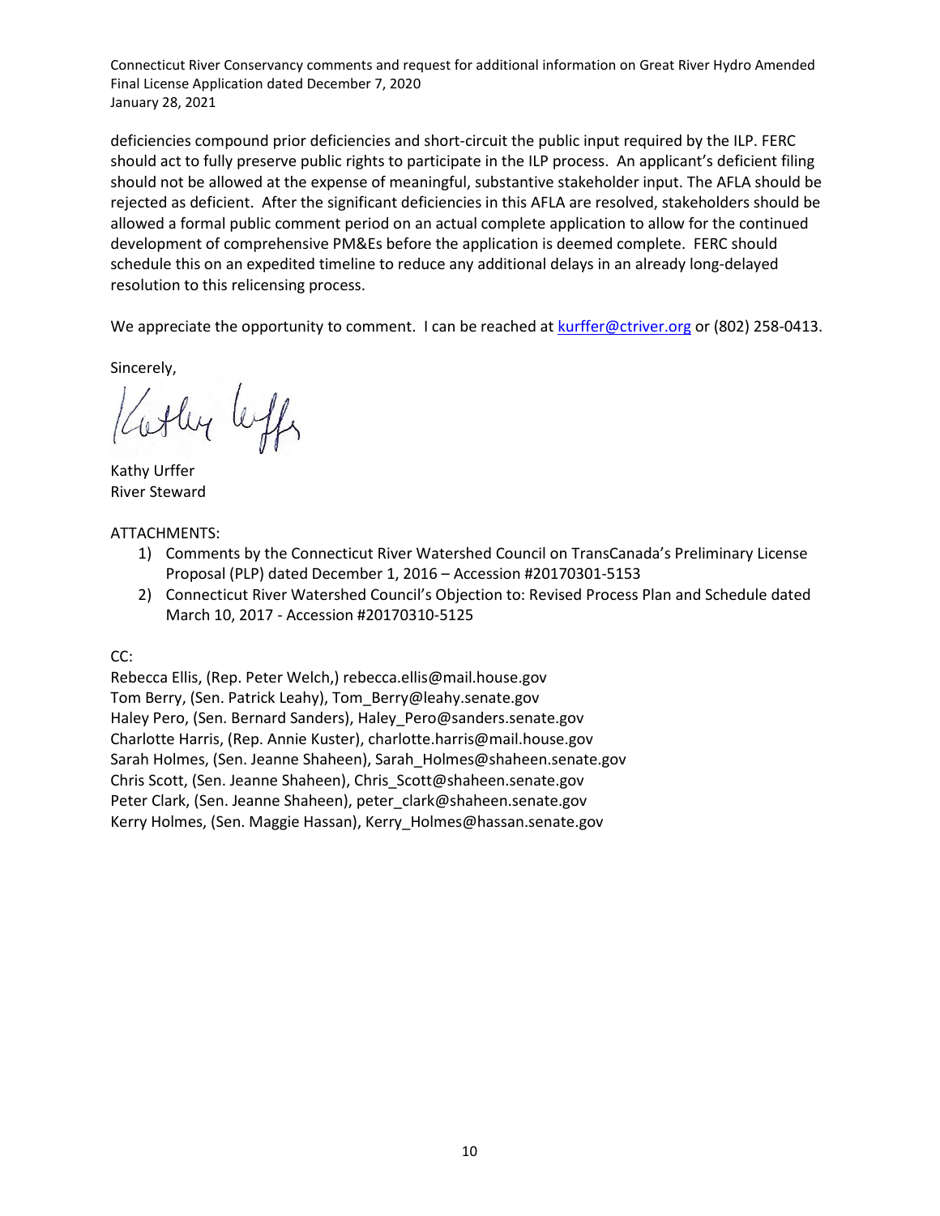deficiencies compound prior deficiencies and short-circuit the public input required by the ILP. FERC should act to fully preserve public rights to participate in the ILP process. An applicant's deficient filing should not be allowed at the expense of meaningful, substantive stakeholder input. The AFLA should be rejected as deficient. After the significant deficiencies in this AFLA are resolved, stakeholders should be allowed a formal public comment period on an actual complete application to allow for the continued development of comprehensive PM&Es before the application is deemed complete. FERC should schedule this on an expedited timeline to reduce any additional delays in an already long-delayed resolution to this relicensing process.

We appreciate the opportunity to comment. I can be reached at kurffer@ctriver.org or (802) 258-0413.

Sincerely,

Kathy Urffer
River Steward

ATTACHMENTS:

1) Comments by the Connecticut River Watershed Council on TransCanada's Preliminary License Proposal (PLP) dated December 1, 2016 – Accession #20170301-5153
2) Connecticut River Watershed Council's Objection to: Revised Process Plan and Schedule dated March 10, 2017 - Accession #20170310-5125

CC:
Rebecca Ellis, (Rep. Peter Welch,) rebecca.ellis@mail.house.gov
Tom Berry, (Sen. Patrick Leahy), Tom_Berry@leahy.senate.gov
Haley Pero, (Sen. Bernard Sanders), Haley_Pero@sanders.senate.gov
Charlotte Harris, (Rep. Annie Kuster), charlotte.harris@mail.house.gov
Sarah Holmes, (Sen. Jeanne Shaheen), Sarah_Holmes@shaheen.senate.gov
Chris Scott, (Sen. Jeanne Shaheen), Chris_Scott@shaheen.senate.gov
Peter Clark, (Sen. Jeanne Shaheen), peter_clark@shaheen.senate.gov
Kerry Holmes, (Sen. Maggie Hassan), Kerry_Holmes@hassan.senate.gov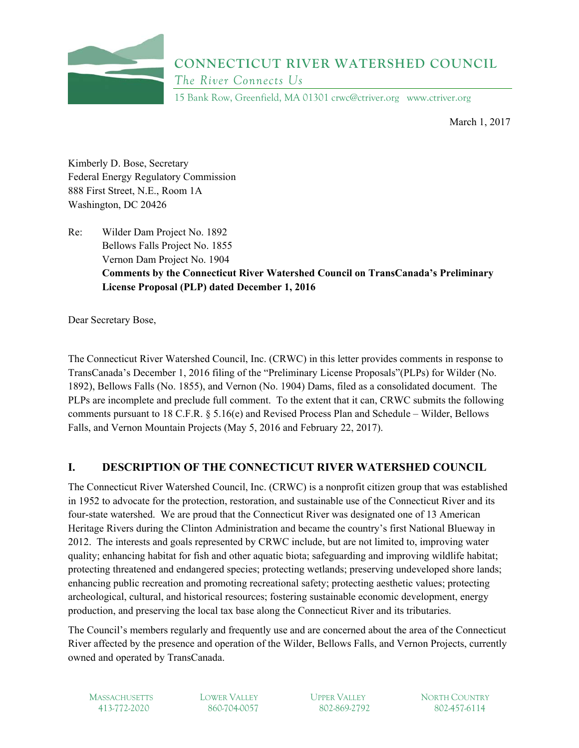# CONNECTICUT RIVER WATERSHED COUNCIL

*The River Connects Us*

15 Bank Row, Greenfield, MA 01301 crwc@ctriver.org www.ctriver.org

March 1, 2017

Kimberly D. Bose, Secretary
Federal Energy Regulatory Commission
888 First Street, N.E., Room 1A
Washington, DC 20426

Re: Wilder Dam Project No. 1892
Bellows Falls Project No. 1855
Vernon Dam Project No. 1904
**Comments by the Connecticut River Watershed Council on TransCanada's Preliminary License Proposal (PLP) dated December 1, 2016**

Dear Secretary Bose,

The Connecticut River Watershed Council, Inc. (CRWC) in this letter provides comments in response to TransCanada's December 1, 2016 filing of the "Preliminary License Proposals"(PLPs) for Wilder (No. 1892), Bellows Falls (No. 1855), and Vernon (No. 1904) Dams, filed as a consolidated document. The PLPs are incomplete and preclude full comment. To the extent that it can, CRWC submits the following comments pursuant to 18 C.F.R. § 5.16(e) and Revised Process Plan and Schedule – Wilder, Bellows Falls, and Vernon Mountain Projects (May 5, 2016 and February 22, 2017).

## I. DESCRIPTION OF THE CONNECTICUT RIVER WATERSHED COUNCIL

The Connecticut River Watershed Council, Inc. (CRWC) is a nonprofit citizen group that was established in 1952 to advocate for the protection, restoration, and sustainable use of the Connecticut River and its four-state watershed. We are proud that the Connecticut River was designated one of 13 American Heritage Rivers during the Clinton Administration and became the country's first National Blueway in 2012. The interests and goals represented by CRWC include, but are not limited to, improving water quality; enhancing habitat for fish and other aquatic biota; safeguarding and improving wildlife habitat; protecting threatened and endangered species; protecting wetlands; preserving undeveloped shore lands; enhancing public recreation and promoting recreational safety; protecting aesthetic values; protecting archeological, cultural, and historical resources; fostering sustainable economic development, energy production, and preserving the local tax base along the Connecticut River and its tributaries.

The Council's members regularly and frequently use and are concerned about the area of the Connecticut River affected by the presence and operation of the Wilder, Bellows Falls, and Vernon Projects, currently owned and operated by TransCanada.

MASSACHUSETTS 413-772-2020 | LOWER VALLEY 860-704-0057 | UPPER VALLEY 802-869-2792 | NORTH COUNTRY 802-457-6114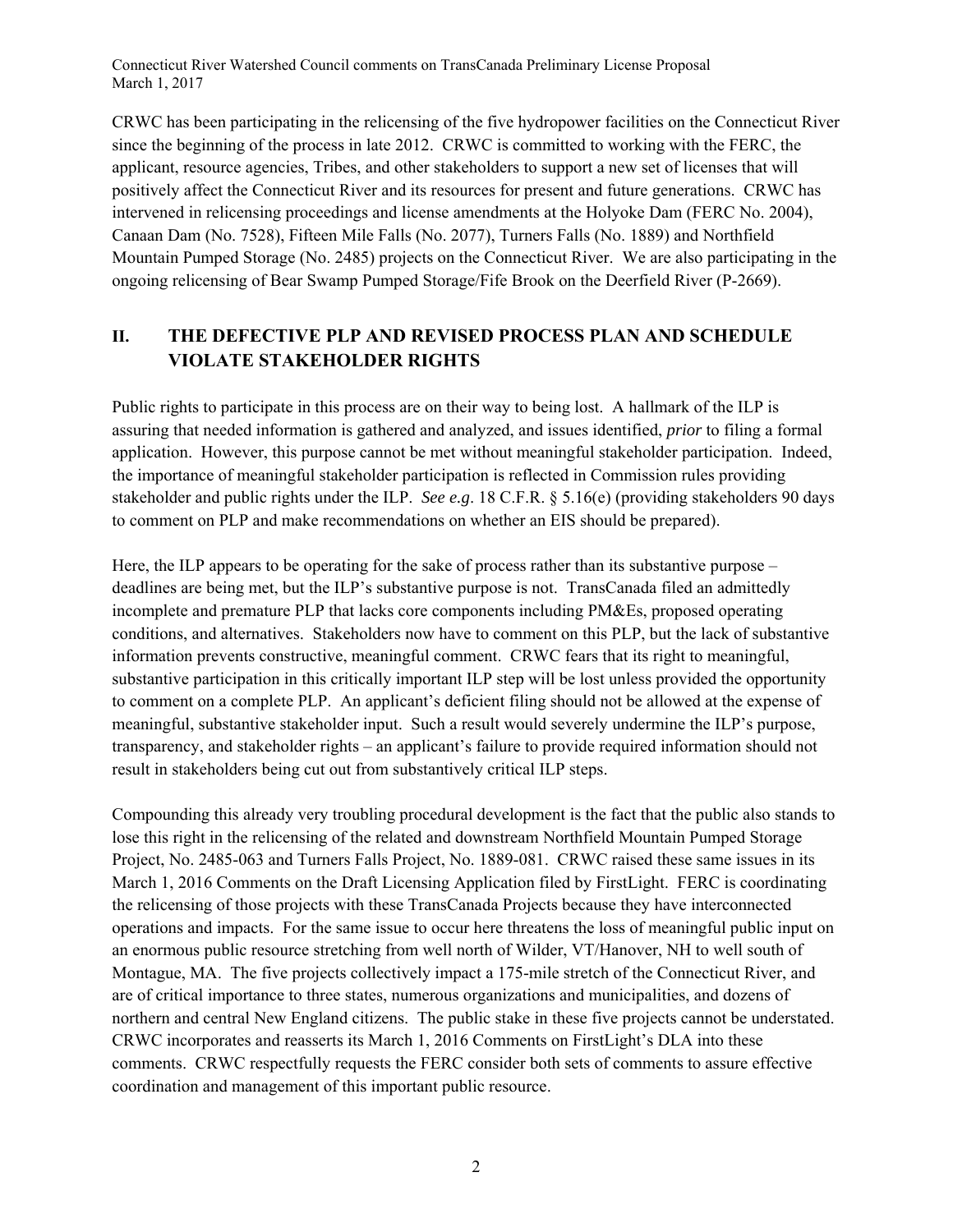CRWC has been participating in the relicensing of the five hydropower facilities on the Connecticut River since the beginning of the process in late 2012. CRWC is committed to working with the FERC, the applicant, resource agencies, Tribes, and other stakeholders to support a new set of licenses that will positively affect the Connecticut River and its resources for present and future generations. CRWC has intervened in relicensing proceedings and license amendments at the Holyoke Dam (FERC No. 2004), Canaan Dam (No. 7528), Fifteen Mile Falls (No. 2077), Turners Falls (No. 1889) and Northfield Mountain Pumped Storage (No. 2485) projects on the Connecticut River. We are also participating in the ongoing relicensing of Bear Swamp Pumped Storage/Fife Brook on the Deerfield River (P-2669).

## II. THE DEFECTIVE PLP AND REVISED PROCESS PLAN AND SCHEDULE VIOLATE STAKEHOLDER RIGHTS

Public rights to participate in this process are on their way to being lost. A hallmark of the ILP is assuring that needed information is gathered and analyzed, and issues identified, *prior* to filing a formal application. However, this purpose cannot be met without meaningful stakeholder participation. Indeed, the importance of meaningful stakeholder participation is reflected in Commission rules providing stakeholder and public rights under the ILP. *See e.g*. 18 C.F.R. § 5.16(e) (providing stakeholders 90 days to comment on PLP and make recommendations on whether an EIS should be prepared).

Here, the ILP appears to be operating for the sake of process rather than its substantive purpose – deadlines are being met, but the ILP's substantive purpose is not. TransCanada filed an admittedly incomplete and premature PLP that lacks core components including PM&Es, proposed operating conditions, and alternatives. Stakeholders now have to comment on this PLP, but the lack of substantive information prevents constructive, meaningful comment. CRWC fears that its right to meaningful, substantive participation in this critically important ILP step will be lost unless provided the opportunity to comment on a complete PLP. An applicant's deficient filing should not be allowed at the expense of meaningful, substantive stakeholder input. Such a result would severely undermine the ILP's purpose, transparency, and stakeholder rights – an applicant's failure to provide required information should not result in stakeholders being cut out from substantively critical ILP steps.

Compounding this already very troubling procedural development is the fact that the public also stands to lose this right in the relicensing of the related and downstream Northfield Mountain Pumped Storage Project, No. 2485-063 and Turners Falls Project, No. 1889-081. CRWC raised these same issues in its March 1, 2016 Comments on the Draft Licensing Application filed by FirstLight. FERC is coordinating the relicensing of those projects with these TransCanada Projects because they have interconnected operations and impacts. For the same issue to occur here threatens the loss of meaningful public input on an enormous public resource stretching from well north of Wilder, VT/Hanover, NH to well south of Montague, MA. The five projects collectively impact a 175-mile stretch of the Connecticut River, and are of critical importance to three states, numerous organizations and municipalities, and dozens of northern and central New England citizens. The public stake in these five projects cannot be understated. CRWC incorporates and reasserts its March 1, 2016 Comments on FirstLight's DLA into these comments. CRWC respectfully requests the FERC consider both sets of comments to assure effective coordination and management of this important public resource.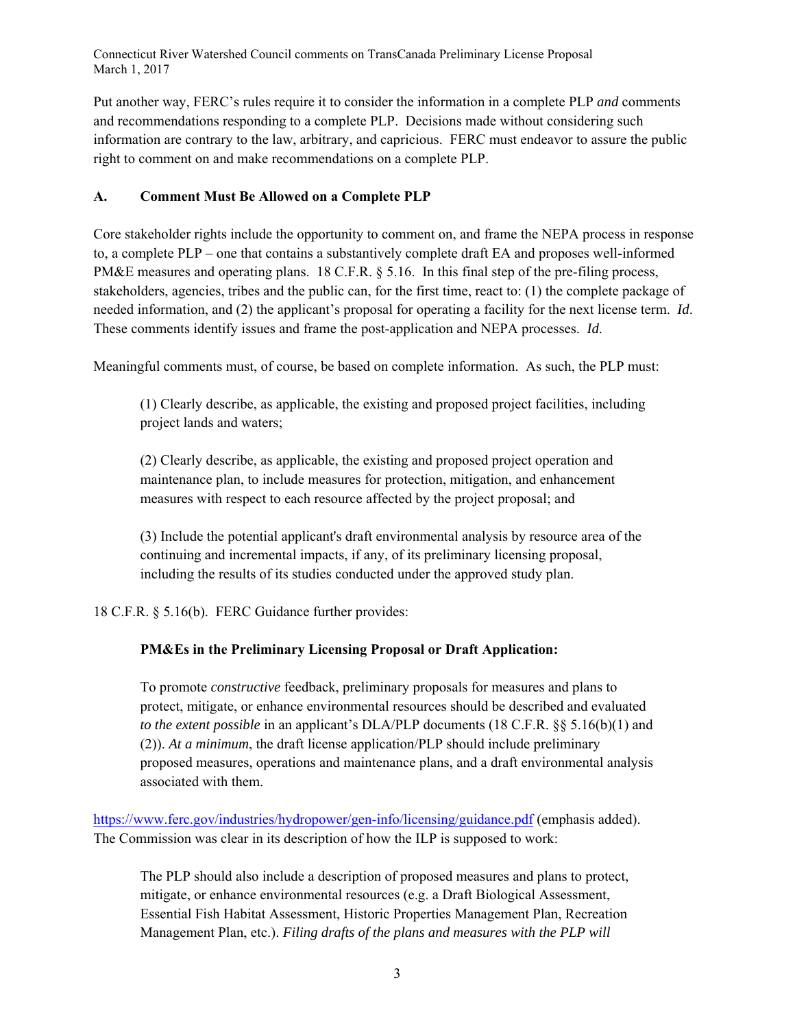Put another way, FERC's rules require it to consider the information in a complete PLP *and* comments and recommendations responding to a complete PLP. Decisions made without considering such information are contrary to the law, arbitrary, and capricious. FERC must endeavor to assure the public right to comment on and make recommendations on a complete PLP.

## A. Comment Must Be Allowed on a Complete PLP

Core stakeholder rights include the opportunity to comment on, and frame the NEPA process in response to, a complete PLP – one that contains a substantively complete draft EA and proposes well-informed PM&E measures and operating plans. 18 C.F.R. § 5.16. In this final step of the pre-filing process, stakeholders, agencies, tribes and the public can, for the first time, react to: (1) the complete package of needed information, and (2) the applicant's proposal for operating a facility for the next license term. *Id*. These comments identify issues and frame the post-application and NEPA processes. *Id*.

Meaningful comments must, of course, be based on complete information. As such, the PLP must:

> (1) Clearly describe, as applicable, the existing and proposed project facilities, including project lands and waters;
>
> (2) Clearly describe, as applicable, the existing and proposed project operation and maintenance plan, to include measures for protection, mitigation, and enhancement measures with respect to each resource affected by the project proposal; and
>
> (3) Include the potential applicant's draft environmental analysis by resource area of the continuing and incremental impacts, if any, of its preliminary licensing proposal, including the results of its studies conducted under the approved study plan.

18 C.F.R. § 5.16(b). FERC Guidance further provides:

> **PM&Es in the Preliminary Licensing Proposal or Draft Application:**
>
> To promote *constructive* feedback, preliminary proposals for measures and plans to protect, mitigate, or enhance environmental resources should be described and evaluated *to the extent possible* in an applicant's DLA/PLP documents (18 C.F.R. §§ 5.16(b)(1) and (2)). *At a minimum*, the draft license application/PLP should include preliminary proposed measures, operations and maintenance plans, and a draft environmental analysis associated with them.

https://www.ferc.gov/industries/hydropower/gen-info/licensing/guidance.pdf (emphasis added). The Commission was clear in its description of how the ILP is supposed to work:

> The PLP should also include a description of proposed measures and plans to protect, mitigate, or enhance environmental resources (e.g. a Draft Biological Assessment, Essential Fish Habitat Assessment, Historic Properties Management Plan, Recreation Management Plan, etc.). *Filing drafts of the plans and measures with the PLP will*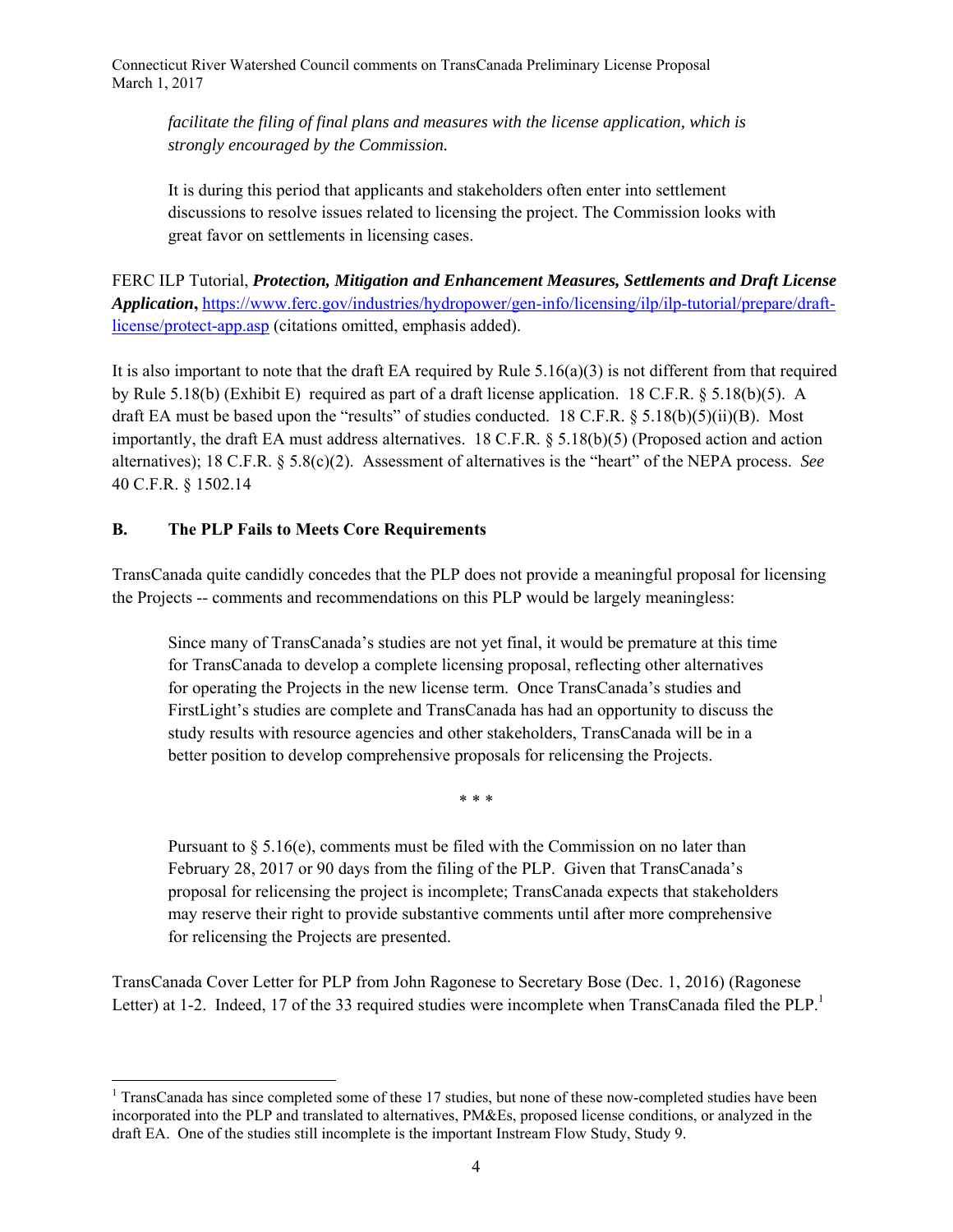> *facilitate the filing of final plans and measures with the license application, which is strongly encouraged by the Commission.*
>
> It is during this period that applicants and stakeholders often enter into settlement discussions to resolve issues related to licensing the project. The Commission looks with great favor on settlements in licensing cases.

FERC ILP Tutorial, ***Protection, Mitigation and Enhancement Measures, Settlements and Draft License Application***, [https://www.ferc.gov/industries/hydropower/gen-info/licensing/ilp/ilp-tutorial/prepare/draft-license/protect-app.asp](https://www.ferc.gov/industries/hydropower/gen-info/licensing/ilp/ilp-tutorial/prepare/draft-license/protect-app.asp) (citations omitted, emphasis added).

It is also important to note that the draft EA required by Rule 5.16(a)(3) is not different from that required by Rule 5.18(b) (Exhibit E) required as part of a draft license application. 18 C.F.R. § 5.18(b)(5). A draft EA must be based upon the "results" of studies conducted. 18 C.F.R. § 5.18(b)(5)(ii)(B). Most importantly, the draft EA must address alternatives. 18 C.F.R. § 5.18(b)(5) (Proposed action and action alternatives); 18 C.F.R. § 5.8(c)(2). Assessment of alternatives is the "heart" of the NEPA process. *See* 40 C.F.R. § 1502.14

### B. The PLP Fails to Meets Core Requirements

TransCanada quite candidly concedes that the PLP does not provide a meaningful proposal for licensing the Projects -- comments and recommendations on this PLP would be largely meaningless:

> Since many of TransCanada's studies are not yet final, it would be premature at this time for TransCanada to develop a complete licensing proposal, reflecting other alternatives for operating the Projects in the new license term. Once TransCanada's studies and FirstLight's studies are complete and TransCanada has had an opportunity to discuss the study results with resource agencies and other stakeholders, TransCanada will be in a better position to develop comprehensive proposals for relicensing the Projects.
>
> \* \* \*
>
> Pursuant to § 5.16(e), comments must be filed with the Commission on no later than February 28, 2017 or 90 days from the filing of the PLP. Given that TransCanada's proposal for relicensing the project is incomplete; TransCanada expects that stakeholders may reserve their right to provide substantive comments until after more comprehensive for relicensing the Projects are presented.

TransCanada Cover Letter for PLP from John Ragonese to Secretary Bose (Dec. 1, 2016) (Ragonese Letter) at 1-2. Indeed, 17 of the 33 required studies were incomplete when TransCanada filed the PLP.[1]

---

[1] TransCanada has since completed some of these 17 studies, but none of these now-completed studies have been incorporated into the PLP and translated to alternatives, PM&Es, proposed license conditions, or analyzed in the draft EA. One of the studies still incomplete is the important Instream Flow Study, Study 9.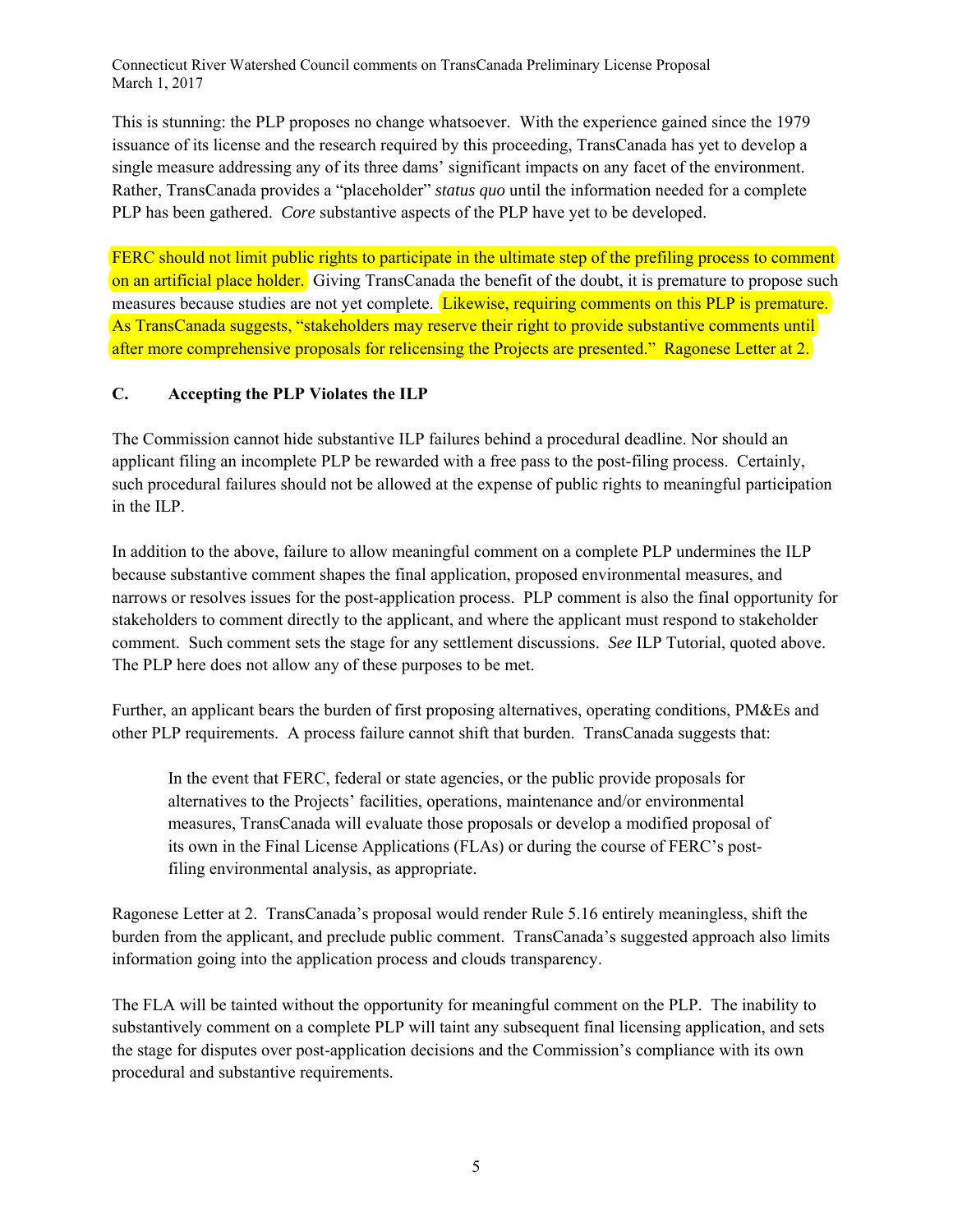This is stunning: the PLP proposes no change whatsoever. With the experience gained since the 1979 issuance of its license and the research required by this proceeding, TransCanada has yet to develop a single measure addressing any of its three dams' significant impacts on any facet of the environment. Rather, TransCanada provides a "placeholder" *status quo* until the information needed for a complete PLP has been gathered. *Core* substantive aspects of the PLP have yet to be developed.

FERC should not limit public rights to participate in the ultimate step of the prefiling process to comment on an artificial place holder. Giving TransCanada the benefit of the doubt, it is premature to propose such measures because studies are not yet complete. Likewise, requiring comments on this PLP is premature. As TransCanada suggests, "stakeholders may reserve their right to provide substantive comments until after more comprehensive proposals for relicensing the Projects are presented." Ragonese Letter at 2.

### C. Accepting the PLP Violates the ILP

The Commission cannot hide substantive ILP failures behind a procedural deadline. Nor should an applicant filing an incomplete PLP be rewarded with a free pass to the post-filing process. Certainly, such procedural failures should not be allowed at the expense of public rights to meaningful participation in the ILP.

In addition to the above, failure to allow meaningful comment on a complete PLP undermines the ILP because substantive comment shapes the final application, proposed environmental measures, and narrows or resolves issues for the post-application process. PLP comment is also the final opportunity for stakeholders to comment directly to the applicant, and where the applicant must respond to stakeholder comment. Such comment sets the stage for any settlement discussions. *See* ILP Tutorial, quoted above. The PLP here does not allow any of these purposes to be met.

Further, an applicant bears the burden of first proposing alternatives, operating conditions, PM&Es and other PLP requirements. A process failure cannot shift that burden. TransCanada suggests that:

> In the event that FERC, federal or state agencies, or the public provide proposals for alternatives to the Projects' facilities, operations, maintenance and/or environmental measures, TransCanada will evaluate those proposals or develop a modified proposal of its own in the Final License Applications (FLAs) or during the course of FERC's post-filing environmental analysis, as appropriate.

Ragonese Letter at 2. TransCanada's proposal would render Rule 5.16 entirely meaningless, shift the burden from the applicant, and preclude public comment. TransCanada's suggested approach also limits information going into the application process and clouds transparency.

The FLA will be tainted without the opportunity for meaningful comment on the PLP. The inability to substantively comment on a complete PLP will taint any subsequent final licensing application, and sets the stage for disputes over post-application decisions and the Commission's compliance with its own procedural and substantive requirements.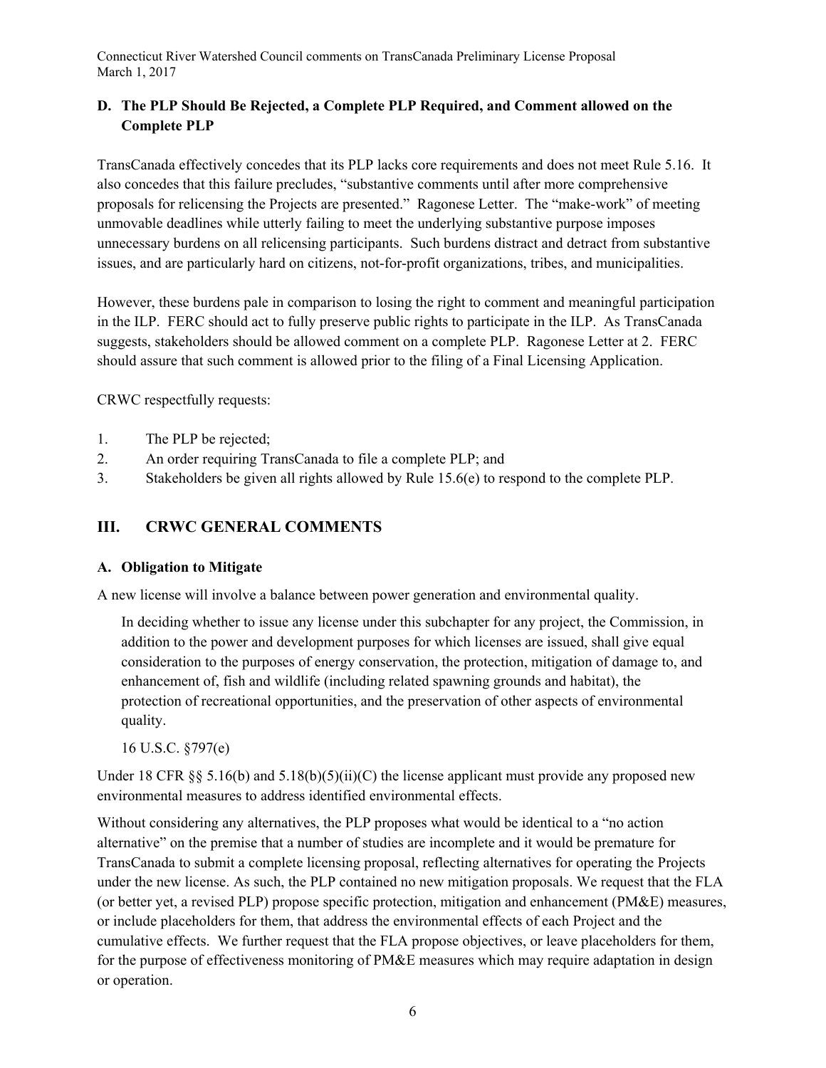### D. The PLP Should Be Rejected, a Complete PLP Required, and Comment allowed on the Complete PLP

TransCanada effectively concedes that its PLP lacks core requirements and does not meet Rule 5.16. It also concedes that this failure precludes, "substantive comments until after more comprehensive proposals for relicensing the Projects are presented." Ragonese Letter. The "make-work" of meeting unmovable deadlines while utterly failing to meet the underlying substantive purpose imposes unnecessary burdens on all relicensing participants. Such burdens distract and detract from substantive issues, and are particularly hard on citizens, not-for-profit organizations, tribes, and municipalities.

However, these burdens pale in comparison to losing the right to comment and meaningful participation in the ILP. FERC should act to fully preserve public rights to participate in the ILP. As TransCanada suggests, stakeholders should be allowed comment on a complete PLP. Ragonese Letter at 2. FERC should assure that such comment is allowed prior to the filing of a Final Licensing Application.

CRWC respectfully requests:

1. The PLP be rejected;
2. An order requiring TransCanada to file a complete PLP; and
3. Stakeholders be given all rights allowed by Rule 15.6(e) to respond to the complete PLP.

## III. CRWC GENERAL COMMENTS

### A. Obligation to Mitigate

A new license will involve a balance between power generation and environmental quality.

> In deciding whether to issue any license under this subchapter for any project, the Commission, in addition to the power and development purposes for which licenses are issued, shall give equal consideration to the purposes of energy conservation, the protection, mitigation of damage to, and enhancement of, fish and wildlife (including related spawning grounds and habitat), the protection of recreational opportunities, and the preservation of other aspects of environmental quality.
>
> 16 U.S.C. §797(e)

Under 18 CFR §§ 5.16(b) and 5.18(b)(5)(ii)(C) the license applicant must provide any proposed new environmental measures to address identified environmental effects.

Without considering any alternatives, the PLP proposes what would be identical to a "no action alternative" on the premise that a number of studies are incomplete and it would be premature for TransCanada to submit a complete licensing proposal, reflecting alternatives for operating the Projects under the new license. As such, the PLP contained no new mitigation proposals. We request that the FLA (or better yet, a revised PLP) propose specific protection, mitigation and enhancement (PM&E) measures, or include placeholders for them, that address the environmental effects of each Project and the cumulative effects. We further request that the FLA propose objectives, or leave placeholders for them, for the purpose of effectiveness monitoring of PM&E measures which may require adaptation in design or operation.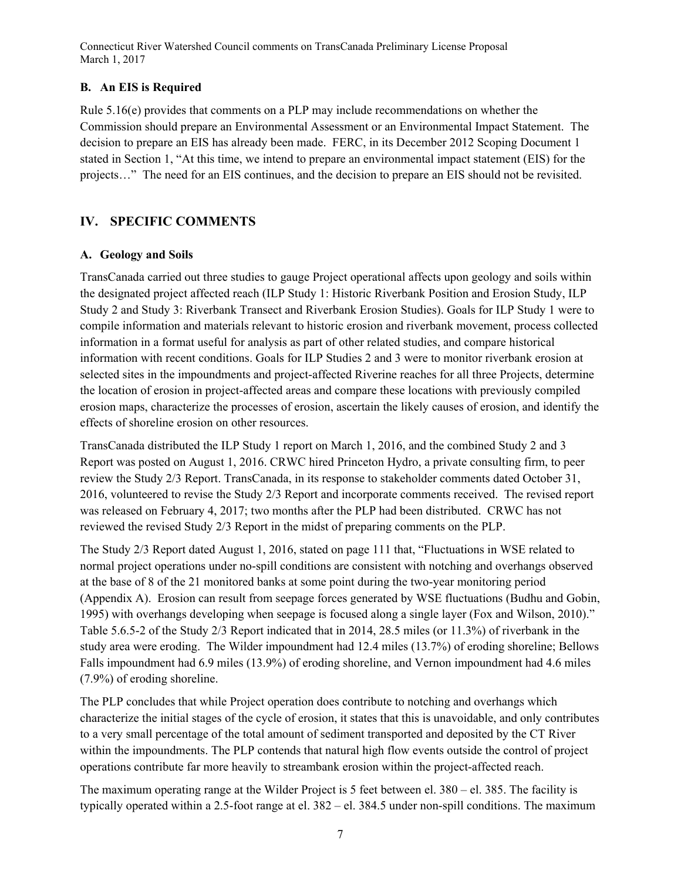### B. An EIS is Required

Rule 5.16(e) provides that comments on a PLP may include recommendations on whether the Commission should prepare an Environmental Assessment or an Environmental Impact Statement. The decision to prepare an EIS has already been made. FERC, in its December 2012 Scoping Document 1 stated in Section 1, "At this time, we intend to prepare an environmental impact statement (EIS) for the projects…" The need for an EIS continues, and the decision to prepare an EIS should not be revisited.

## IV. SPECIFIC COMMENTS

### A. Geology and Soils

TransCanada carried out three studies to gauge Project operational affects upon geology and soils within the designated project affected reach (ILP Study 1: Historic Riverbank Position and Erosion Study, ILP Study 2 and Study 3: Riverbank Transect and Riverbank Erosion Studies). Goals for ILP Study 1 were to compile information and materials relevant to historic erosion and riverbank movement, process collected information in a format useful for analysis as part of other related studies, and compare historical information with recent conditions. Goals for ILP Studies 2 and 3 were to monitor riverbank erosion at selected sites in the impoundments and project-affected Riverine reaches for all three Projects, determine the location of erosion in project-affected areas and compare these locations with previously compiled erosion maps, characterize the processes of erosion, ascertain the likely causes of erosion, and identify the effects of shoreline erosion on other resources.

TransCanada distributed the ILP Study 1 report on March 1, 2016, and the combined Study 2 and 3 Report was posted on August 1, 2016. CRWC hired Princeton Hydro, a private consulting firm, to peer review the Study 2/3 Report. TransCanada, in its response to stakeholder comments dated October 31, 2016, volunteered to revise the Study 2/3 Report and incorporate comments received. The revised report was released on February 4, 2017; two months after the PLP had been distributed. CRWC has not reviewed the revised Study 2/3 Report in the midst of preparing comments on the PLP.

The Study 2/3 Report dated August 1, 2016, stated on page 111 that, "Fluctuations in WSE related to normal project operations under no-spill conditions are consistent with notching and overhangs observed at the base of 8 of the 21 monitored banks at some point during the two-year monitoring period (Appendix A). Erosion can result from seepage forces generated by WSE fluctuations (Budhu and Gobin, 1995) with overhangs developing when seepage is focused along a single layer (Fox and Wilson, 2010)." Table 5.6.5-2 of the Study 2/3 Report indicated that in 2014, 28.5 miles (or 11.3%) of riverbank in the study area were eroding. The Wilder impoundment had 12.4 miles (13.7%) of eroding shoreline; Bellows Falls impoundment had 6.9 miles (13.9%) of eroding shoreline, and Vernon impoundment had 4.6 miles (7.9%) of eroding shoreline.

The PLP concludes that while Project operation does contribute to notching and overhangs which characterize the initial stages of the cycle of erosion, it states that this is unavoidable, and only contributes to a very small percentage of the total amount of sediment transported and deposited by the CT River within the impoundments. The PLP contends that natural high flow events outside the control of project operations contribute far more heavily to streambank erosion within the project-affected reach.

The maximum operating range at the Wilder Project is 5 feet between el. 380 – el. 385. The facility is typically operated within a 2.5-foot range at el. 382 – el. 384.5 under non-spill conditions. The maximum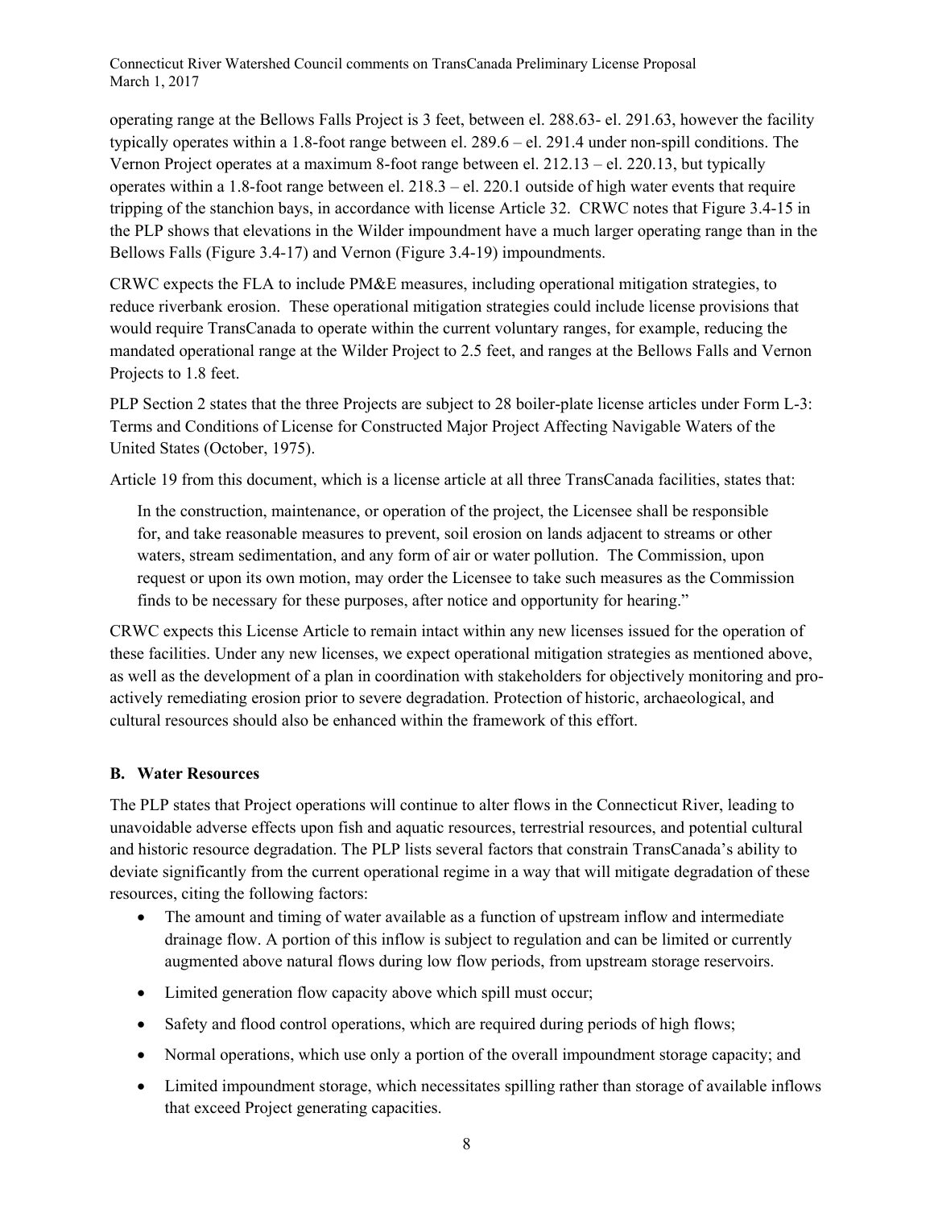operating range at the Bellows Falls Project is 3 feet, between el. 288.63- el. 291.63, however the facility typically operates within a 1.8-foot range between el. 289.6 – el. 291.4 under non-spill conditions. The Vernon Project operates at a maximum 8-foot range between el. 212.13 – el. 220.13, but typically operates within a 1.8-foot range between el. 218.3 – el. 220.1 outside of high water events that require tripping of the stanchion bays, in accordance with license Article 32. CRWC notes that Figure 3.4-15 in the PLP shows that elevations in the Wilder impoundment have a much larger operating range than in the Bellows Falls (Figure 3.4-17) and Vernon (Figure 3.4-19) impoundments.

CRWC expects the FLA to include PM&E measures, including operational mitigation strategies, to reduce riverbank erosion. These operational mitigation strategies could include license provisions that would require TransCanada to operate within the current voluntary ranges, for example, reducing the mandated operational range at the Wilder Project to 2.5 feet, and ranges at the Bellows Falls and Vernon Projects to 1.8 feet.

PLP Section 2 states that the three Projects are subject to 28 boiler-plate license articles under Form L-3: Terms and Conditions of License for Constructed Major Project Affecting Navigable Waters of the United States (October, 1975).

Article 19 from this document, which is a license article at all three TransCanada facilities, states that:

> In the construction, maintenance, or operation of the project, the Licensee shall be responsible for, and take reasonable measures to prevent, soil erosion on lands adjacent to streams or other waters, stream sedimentation, and any form of air or water pollution. The Commission, upon request or upon its own motion, may order the Licensee to take such measures as the Commission finds to be necessary for these purposes, after notice and opportunity for hearing."

CRWC expects this License Article to remain intact within any new licenses issued for the operation of these facilities. Under any new licenses, we expect operational mitigation strategies as mentioned above, as well as the development of a plan in coordination with stakeholders for objectively monitoring and pro-actively remediating erosion prior to severe degradation. Protection of historic, archaeological, and cultural resources should also be enhanced within the framework of this effort.

### B. Water Resources

The PLP states that Project operations will continue to alter flows in the Connecticut River, leading to unavoidable adverse effects upon fish and aquatic resources, terrestrial resources, and potential cultural and historic resource degradation. The PLP lists several factors that constrain TransCanada's ability to deviate significantly from the current operational regime in a way that will mitigate degradation of these resources, citing the following factors:

- The amount and timing of water available as a function of upstream inflow and intermediate drainage flow. A portion of this inflow is subject to regulation and can be limited or currently augmented above natural flows during low flow periods, from upstream storage reservoirs.
- Limited generation flow capacity above which spill must occur;
- Safety and flood control operations, which are required during periods of high flows;
- Normal operations, which use only a portion of the overall impoundment storage capacity; and
- Limited impoundment storage, which necessitates spilling rather than storage of available inflows that exceed Project generating capacities.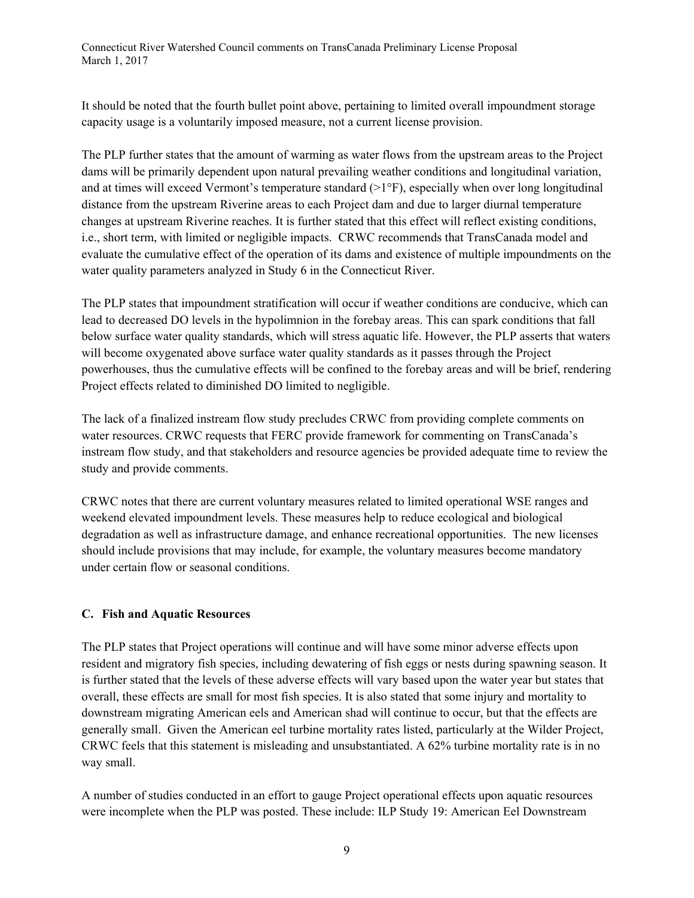It should be noted that the fourth bullet point above, pertaining to limited overall impoundment storage capacity usage is a voluntarily imposed measure, not a current license provision.

The PLP further states that the amount of warming as water flows from the upstream areas to the Project dams will be primarily dependent upon natural prevailing weather conditions and longitudinal variation, and at times will exceed Vermont's temperature standard (>1°F), especially when over long longitudinal distance from the upstream Riverine areas to each Project dam and due to larger diurnal temperature changes at upstream Riverine reaches. It is further stated that this effect will reflect existing conditions, i.e., short term, with limited or negligible impacts. CRWC recommends that TransCanada model and evaluate the cumulative effect of the operation of its dams and existence of multiple impoundments on the water quality parameters analyzed in Study 6 in the Connecticut River.

The PLP states that impoundment stratification will occur if weather conditions are conducive, which can lead to decreased DO levels in the hypolimnion in the forebay areas. This can spark conditions that fall below surface water quality standards, which will stress aquatic life. However, the PLP asserts that waters will become oxygenated above surface water quality standards as it passes through the Project powerhouses, thus the cumulative effects will be confined to the forebay areas and will be brief, rendering Project effects related to diminished DO limited to negligible.

The lack of a finalized instream flow study precludes CRWC from providing complete comments on water resources. CRWC requests that FERC provide framework for commenting on TransCanada's instream flow study, and that stakeholders and resource agencies be provided adequate time to review the study and provide comments.

CRWC notes that there are current voluntary measures related to limited operational WSE ranges and weekend elevated impoundment levels. These measures help to reduce ecological and biological degradation as well as infrastructure damage, and enhance recreational opportunities. The new licenses should include provisions that may include, for example, the voluntary measures become mandatory under certain flow or seasonal conditions.

### C. Fish and Aquatic Resources

The PLP states that Project operations will continue and will have some minor adverse effects upon resident and migratory fish species, including dewatering of fish eggs or nests during spawning season. It is further stated that the levels of these adverse effects will vary based upon the water year but states that overall, these effects are small for most fish species. It is also stated that some injury and mortality to downstream migrating American eels and American shad will continue to occur, but that the effects are generally small. Given the American eel turbine mortality rates listed, particularly at the Wilder Project, CRWC feels that this statement is misleading and unsubstantiated. A 62% turbine mortality rate is in no way small.

A number of studies conducted in an effort to gauge Project operational effects upon aquatic resources were incomplete when the PLP was posted. These include: ILP Study 19: American Eel Downstream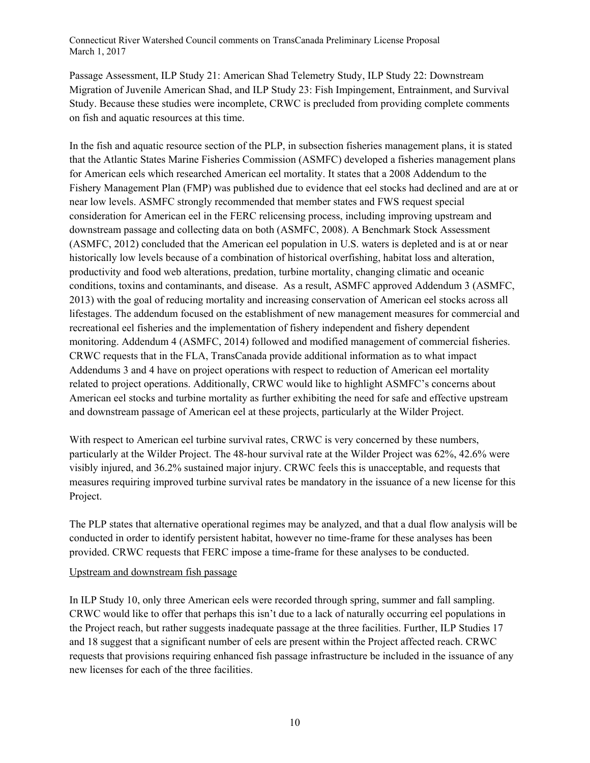Passage Assessment, ILP Study 21: American Shad Telemetry Study, ILP Study 22: Downstream Migration of Juvenile American Shad, and ILP Study 23: Fish Impingement, Entrainment, and Survival Study. Because these studies were incomplete, CRWC is precluded from providing complete comments on fish and aquatic resources at this time.

In the fish and aquatic resource section of the PLP, in subsection fisheries management plans, it is stated that the Atlantic States Marine Fisheries Commission (ASMFC) developed a fisheries management plans for American eels which researched American eel mortality. It states that a 2008 Addendum to the Fishery Management Plan (FMP) was published due to evidence that eel stocks had declined and are at or near low levels. ASMFC strongly recommended that member states and FWS request special consideration for American eel in the FERC relicensing process, including improving upstream and downstream passage and collecting data on both (ASMFC, 2008). A Benchmark Stock Assessment (ASMFC, 2012) concluded that the American eel population in U.S. waters is depleted and is at or near historically low levels because of a combination of historical overfishing, habitat loss and alteration, productivity and food web alterations, predation, turbine mortality, changing climatic and oceanic conditions, toxins and contaminants, and disease. As a result, ASMFC approved Addendum 3 (ASMFC, 2013) with the goal of reducing mortality and increasing conservation of American eel stocks across all lifestages. The addendum focused on the establishment of new management measures for commercial and recreational eel fisheries and the implementation of fishery independent and fishery dependent monitoring. Addendum 4 (ASMFC, 2014) followed and modified management of commercial fisheries. CRWC requests that in the FLA, TransCanada provide additional information as to what impact Addendums 3 and 4 have on project operations with respect to reduction of American eel mortality related to project operations. Additionally, CRWC would like to highlight ASMFC's concerns about American eel stocks and turbine mortality as further exhibiting the need for safe and effective upstream and downstream passage of American eel at these projects, particularly at the Wilder Project.

With respect to American eel turbine survival rates, CRWC is very concerned by these numbers, particularly at the Wilder Project. The 48-hour survival rate at the Wilder Project was 62%, 42.6% were visibly injured, and 36.2% sustained major injury. CRWC feels this is unacceptable, and requests that measures requiring improved turbine survival rates be mandatory in the issuance of a new license for this Project.

The PLP states that alternative operational regimes may be analyzed, and that a dual flow analysis will be conducted in order to identify persistent habitat, however no time-frame for these analyses has been provided. CRWC requests that FERC impose a time-frame for these analyses to be conducted.

<u>Upstream and downstream fish passage</u>

In ILP Study 10, only three American eels were recorded through spring, summer and fall sampling. CRWC would like to offer that perhaps this isn't due to a lack of naturally occurring eel populations in the Project reach, but rather suggests inadequate passage at the three facilities. Further, ILP Studies 17 and 18 suggest that a significant number of eels are present within the Project affected reach. CRWC requests that provisions requiring enhanced fish passage infrastructure be included in the issuance of any new licenses for each of the three facilities.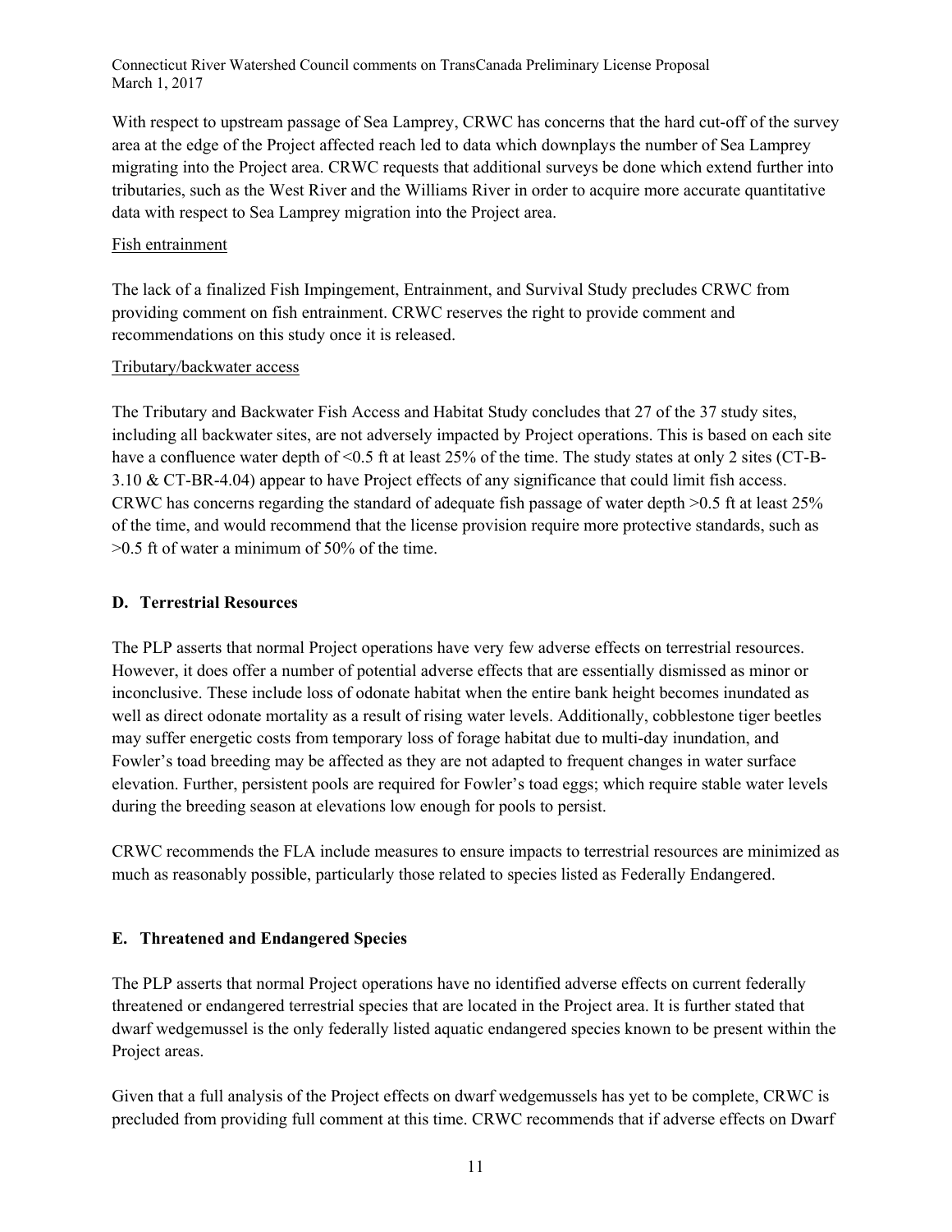With respect to upstream passage of Sea Lamprey, CRWC has concerns that the hard cut-off of the survey area at the edge of the Project affected reach led to data which downplays the number of Sea Lamprey migrating into the Project area. CRWC requests that additional surveys be done which extend further into tributaries, such as the West River and the Williams River in order to acquire more accurate quantitative data with respect to Sea Lamprey migration into the Project area.

<u>Fish entrainment</u>

The lack of a finalized Fish Impingement, Entrainment, and Survival Study precludes CRWC from providing comment on fish entrainment. CRWC reserves the right to provide comment and recommendations on this study once it is released.

<u>Tributary/backwater access</u>

The Tributary and Backwater Fish Access and Habitat Study concludes that 27 of the 37 study sites, including all backwater sites, are not adversely impacted by Project operations. This is based on each site have a confluence water depth of <0.5 ft at least 25% of the time. The study states at only 2 sites (CT-B-3.10 & CT-BR-4.04) appear to have Project effects of any significance that could limit fish access. CRWC has concerns regarding the standard of adequate fish passage of water depth >0.5 ft at least 25% of the time, and would recommend that the license provision require more protective standards, such as >0.5 ft of water a minimum of 50% of the time.

### D. Terrestrial Resources

The PLP asserts that normal Project operations have very few adverse effects on terrestrial resources. However, it does offer a number of potential adverse effects that are essentially dismissed as minor or inconclusive. These include loss of odonate habitat when the entire bank height becomes inundated as well as direct odonate mortality as a result of rising water levels. Additionally, cobblestone tiger beetles may suffer energetic costs from temporary loss of forage habitat due to multi-day inundation, and Fowler's toad breeding may be affected as they are not adapted to frequent changes in water surface elevation. Further, persistent pools are required for Fowler's toad eggs; which require stable water levels during the breeding season at elevations low enough for pools to persist.

CRWC recommends the FLA include measures to ensure impacts to terrestrial resources are minimized as much as reasonably possible, particularly those related to species listed as Federally Endangered.

### E. Threatened and Endangered Species

The PLP asserts that normal Project operations have no identified adverse effects on current federally threatened or endangered terrestrial species that are located in the Project area. It is further stated that dwarf wedgemussel is the only federally listed aquatic endangered species known to be present within the Project areas.

Given that a full analysis of the Project effects on dwarf wedgemussels has yet to be complete, CRWC is precluded from providing full comment at this time. CRWC recommends that if adverse effects on Dwarf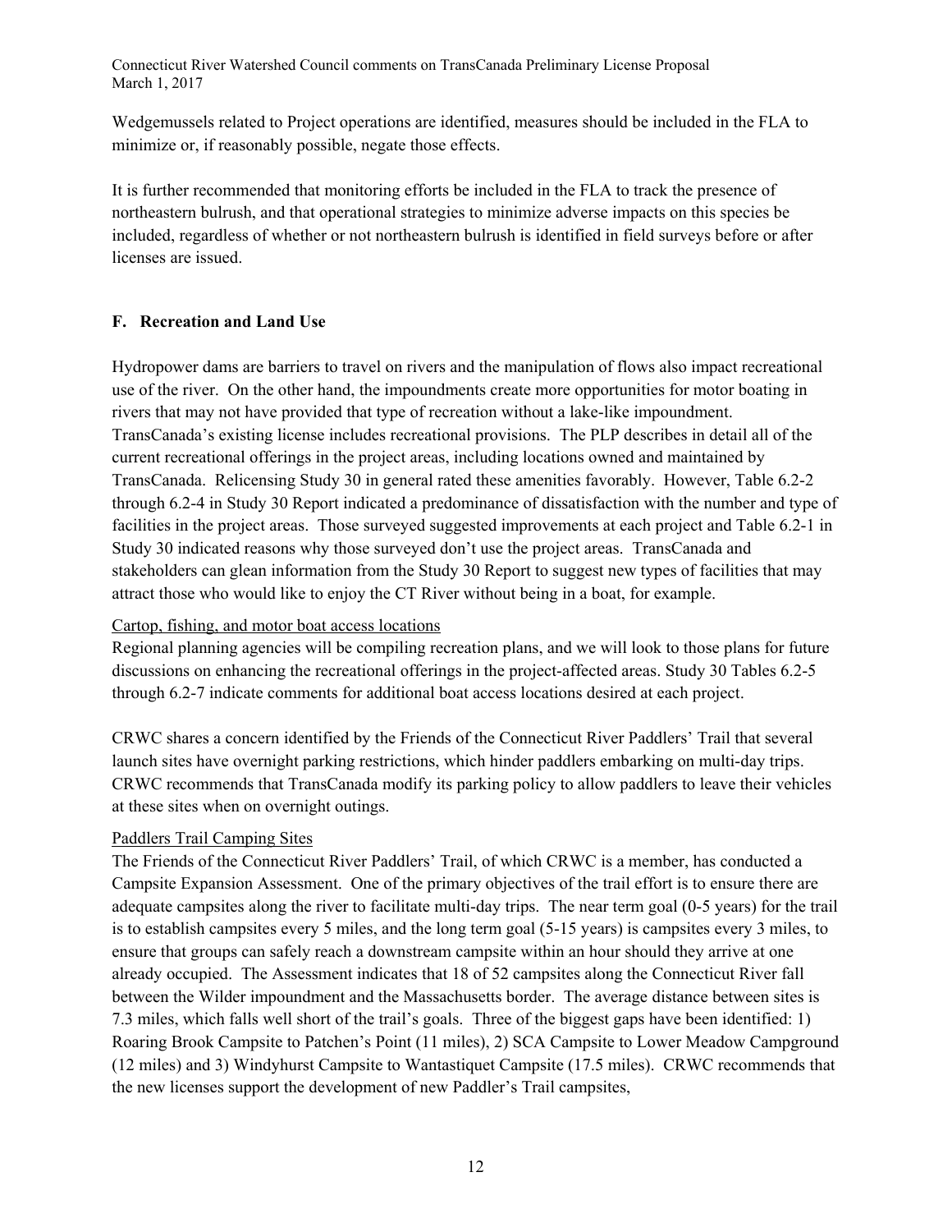Wedgemussels related to Project operations are identified, measures should be included in the FLA to minimize or, if reasonably possible, negate those effects.

It is further recommended that monitoring efforts be included in the FLA to track the presence of northeastern bulrush, and that operational strategies to minimize adverse impacts on this species be included, regardless of whether or not northeastern bulrush is identified in field surveys before or after licenses are issued.

## F. Recreation and Land Use

Hydropower dams are barriers to travel on rivers and the manipulation of flows also impact recreational use of the river. On the other hand, the impoundments create more opportunities for motor boating in rivers that may not have provided that type of recreation without a lake-like impoundment. TransCanada's existing license includes recreational provisions. The PLP describes in detail all of the current recreational offerings in the project areas, including locations owned and maintained by TransCanada. Relicensing Study 30 in general rated these amenities favorably. However, Table 6.2-2 through 6.2-4 in Study 30 Report indicated a predominance of dissatisfaction with the number and type of facilities in the project areas. Those surveyed suggested improvements at each project and Table 6.2-1 in Study 30 indicated reasons why those surveyed don't use the project areas. TransCanada and stakeholders can glean information from the Study 30 Report to suggest new types of facilities that may attract those who would like to enjoy the CT River without being in a boat, for example.

Cartop, fishing, and motor boat access locations

Regional planning agencies will be compiling recreation plans, and we will look to those plans for future discussions on enhancing the recreational offerings in the project-affected areas. Study 30 Tables 6.2-5 through 6.2-7 indicate comments for additional boat access locations desired at each project.

CRWC shares a concern identified by the Friends of the Connecticut River Paddlers' Trail that several launch sites have overnight parking restrictions, which hinder paddlers embarking on multi-day trips. CRWC recommends that TransCanada modify its parking policy to allow paddlers to leave their vehicles at these sites when on overnight outings.

Paddlers Trail Camping Sites

The Friends of the Connecticut River Paddlers' Trail, of which CRWC is a member, has conducted a Campsite Expansion Assessment. One of the primary objectives of the trail effort is to ensure there are adequate campsites along the river to facilitate multi-day trips. The near term goal (0-5 years) for the trail is to establish campsites every 5 miles, and the long term goal (5-15 years) is campsites every 3 miles, to ensure that groups can safely reach a downstream campsite within an hour should they arrive at one already occupied. The Assessment indicates that 18 of 52 campsites along the Connecticut River fall between the Wilder impoundment and the Massachusetts border. The average distance between sites is 7.3 miles, which falls well short of the trail's goals. Three of the biggest gaps have been identified: 1) Roaring Brook Campsite to Patchen's Point (11 miles), 2) SCA Campsite to Lower Meadow Campground (12 miles) and 3) Windyhurst Campsite to Wantastiquet Campsite (17.5 miles). CRWC recommends that the new licenses support the development of new Paddler's Trail campsites,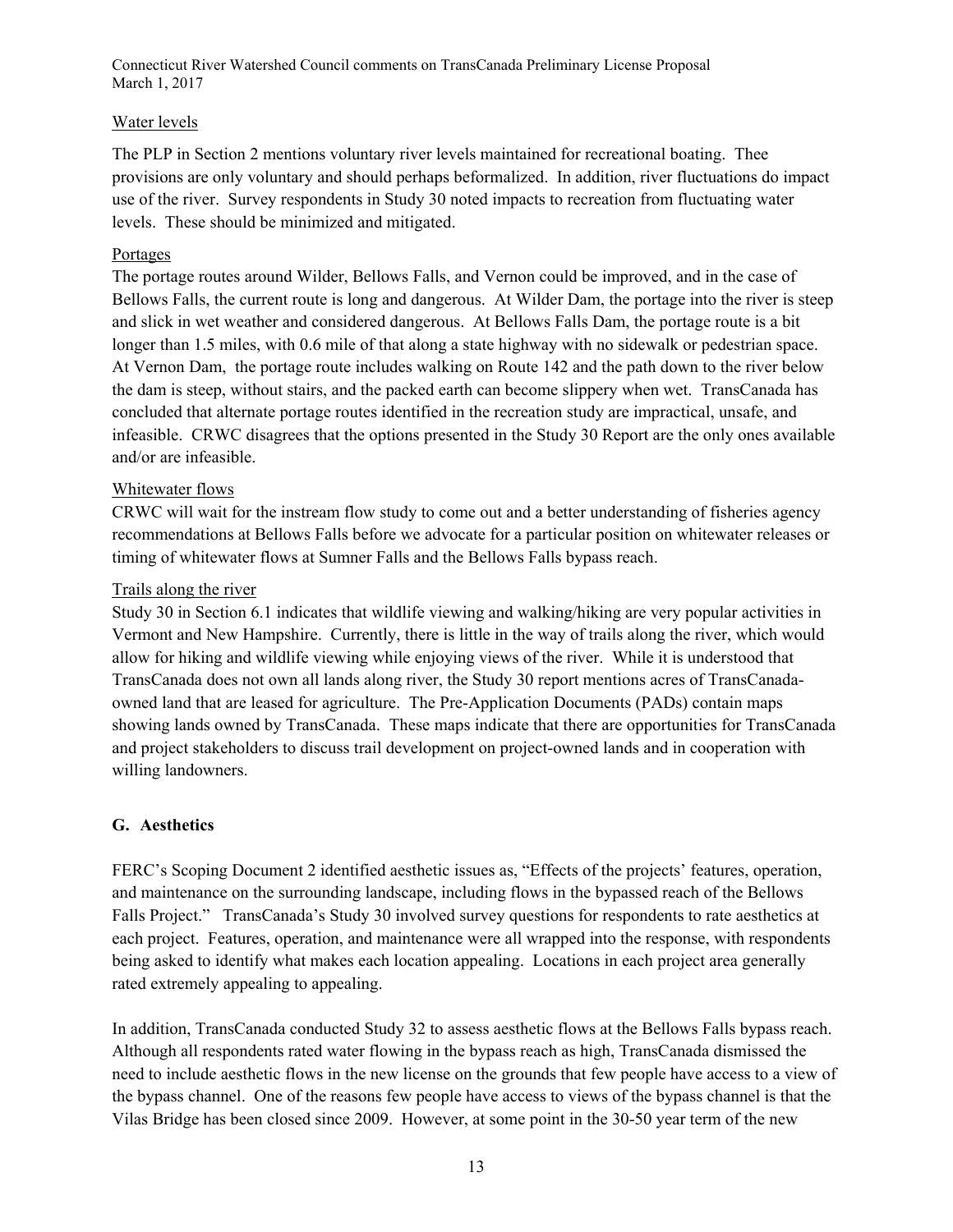Water levels

The PLP in Section 2 mentions voluntary river levels maintained for recreational boating. Thee provisions are only voluntary and should perhaps beformalized. In addition, river fluctuations do impact use of the river. Survey respondents in Study 30 noted impacts to recreation from fluctuating water levels. These should be minimized and mitigated.

Portages

The portage routes around Wilder, Bellows Falls, and Vernon could be improved, and in the case of Bellows Falls, the current route is long and dangerous. At Wilder Dam, the portage into the river is steep and slick in wet weather and considered dangerous. At Bellows Falls Dam, the portage route is a bit longer than 1.5 miles, with 0.6 mile of that along a state highway with no sidewalk or pedestrian space. At Vernon Dam, the portage route includes walking on Route 142 and the path down to the river below the dam is steep, without stairs, and the packed earth can become slippery when wet. TransCanada has concluded that alternate portage routes identified in the recreation study are impractical, unsafe, and infeasible. CRWC disagrees that the options presented in the Study 30 Report are the only ones available and/or are infeasible.

Whitewater flows

CRWC will wait for the instream flow study to come out and a better understanding of fisheries agency recommendations at Bellows Falls before we advocate for a particular position on whitewater releases or timing of whitewater flows at Sumner Falls and the Bellows Falls bypass reach.

Trails along the river

Study 30 in Section 6.1 indicates that wildlife viewing and walking/hiking are very popular activities in Vermont and New Hampshire. Currently, there is little in the way of trails along the river, which would allow for hiking and wildlife viewing while enjoying views of the river. While it is understood that TransCanada does not own all lands along river, the Study 30 report mentions acres of TransCanada-owned land that are leased for agriculture. The Pre-Application Documents (PADs) contain maps showing lands owned by TransCanada. These maps indicate that there are opportunities for TransCanada and project stakeholders to discuss trail development on project-owned lands and in cooperation with willing landowners.

## G. Aesthetics

FERC's Scoping Document 2 identified aesthetic issues as, "Effects of the projects' features, operation, and maintenance on the surrounding landscape, including flows in the bypassed reach of the Bellows Falls Project." TransCanada's Study 30 involved survey questions for respondents to rate aesthetics at each project. Features, operation, and maintenance were all wrapped into the response, with respondents being asked to identify what makes each location appealing. Locations in each project area generally rated extremely appealing to appealing.

In addition, TransCanada conducted Study 32 to assess aesthetic flows at the Bellows Falls bypass reach. Although all respondents rated water flowing in the bypass reach as high, TransCanada dismissed the need to include aesthetic flows in the new license on the grounds that few people have access to a view of the bypass channel. One of the reasons few people have access to views of the bypass channel is that the Vilas Bridge has been closed since 2009. However, at some point in the 30-50 year term of the new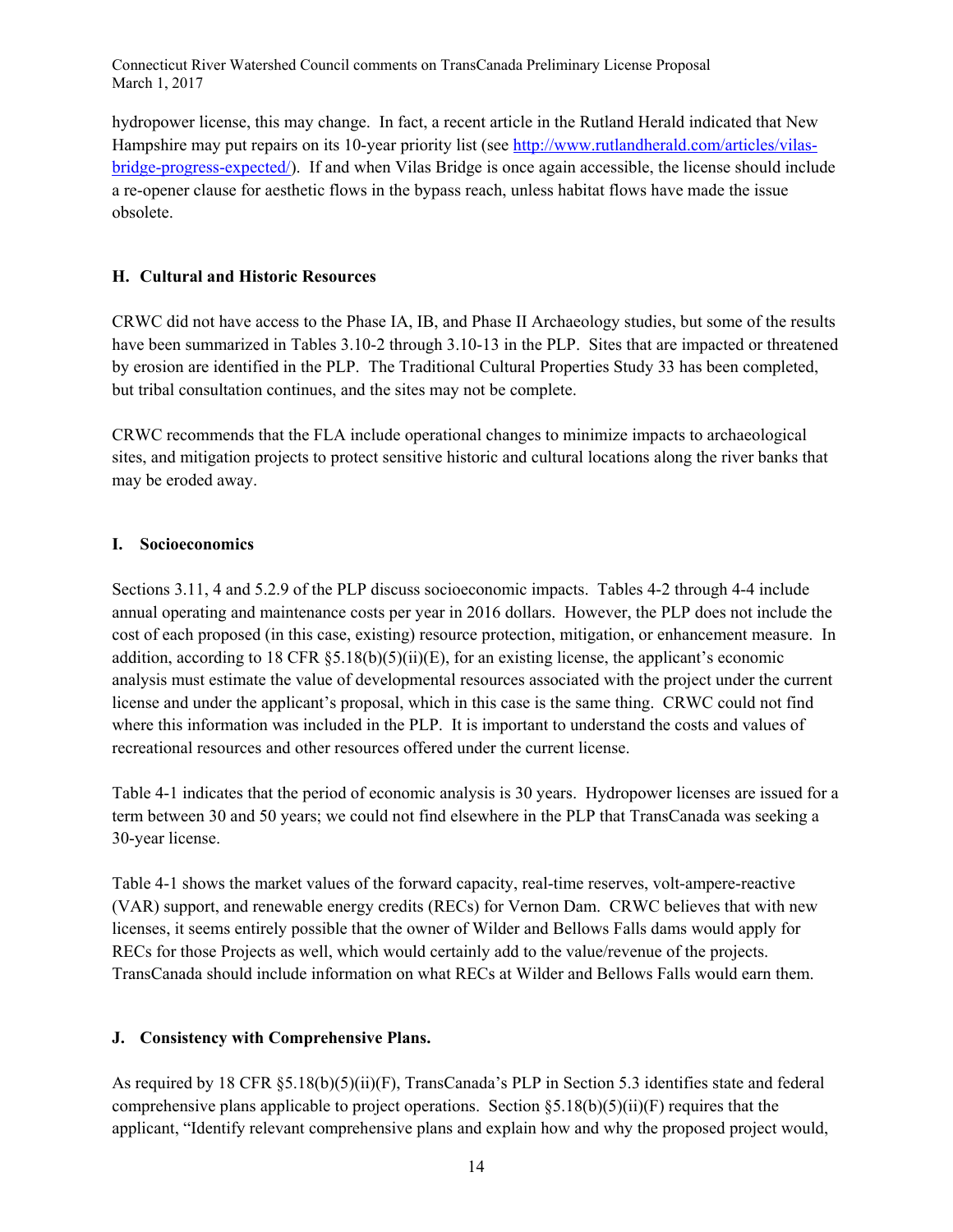hydropower license, this may change. In fact, a recent article in the Rutland Herald indicated that New Hampshire may put repairs on its 10-year priority list (see [http://www.rutlandherald.com/articles/vilas-bridge-progress-expected/](http://www.rutlandherald.com/articles/vilas-bridge-progress-expected/)). If and when Vilas Bridge is once again accessible, the license should include a re-opener clause for aesthetic flows in the bypass reach, unless habitat flows have made the issue obsolete.

## H. Cultural and Historic Resources

CRWC did not have access to the Phase IA, IB, and Phase II Archaeology studies, but some of the results have been summarized in Tables 3.10-2 through 3.10-13 in the PLP. Sites that are impacted or threatened by erosion are identified in the PLP. The Traditional Cultural Properties Study 33 has been completed, but tribal consultation continues, and the sites may not be complete.

CRWC recommends that the FLA include operational changes to minimize impacts to archaeological sites, and mitigation projects to protect sensitive historic and cultural locations along the river banks that may be eroded away.

## I. Socioeconomics

Sections 3.11, 4 and 5.2.9 of the PLP discuss socioeconomic impacts. Tables 4-2 through 4-4 include annual operating and maintenance costs per year in 2016 dollars. However, the PLP does not include the cost of each proposed (in this case, existing) resource protection, mitigation, or enhancement measure. In addition, according to 18 CFR §5.18(b)(5)(ii)(E), for an existing license, the applicant's economic analysis must estimate the value of developmental resources associated with the project under the current license and under the applicant's proposal, which in this case is the same thing. CRWC could not find where this information was included in the PLP. It is important to understand the costs and values of recreational resources and other resources offered under the current license.

Table 4-1 indicates that the period of economic analysis is 30 years. Hydropower licenses are issued for a term between 30 and 50 years; we could not find elsewhere in the PLP that TransCanada was seeking a 30-year license.

Table 4-1 shows the market values of the forward capacity, real-time reserves, volt-ampere-reactive (VAR) support, and renewable energy credits (RECs) for Vernon Dam. CRWC believes that with new licenses, it seems entirely possible that the owner of Wilder and Bellows Falls dams would apply for RECs for those Projects as well, which would certainly add to the value/revenue of the projects. TransCanada should include information on what RECs at Wilder and Bellows Falls would earn them.

## J. Consistency with Comprehensive Plans.

As required by 18 CFR §5.18(b)(5)(ii)(F), TransCanada's PLP in Section 5.3 identifies state and federal comprehensive plans applicable to project operations. Section §5.18(b)(5)(ii)(F) requires that the applicant, "Identify relevant comprehensive plans and explain how and why the proposed project would,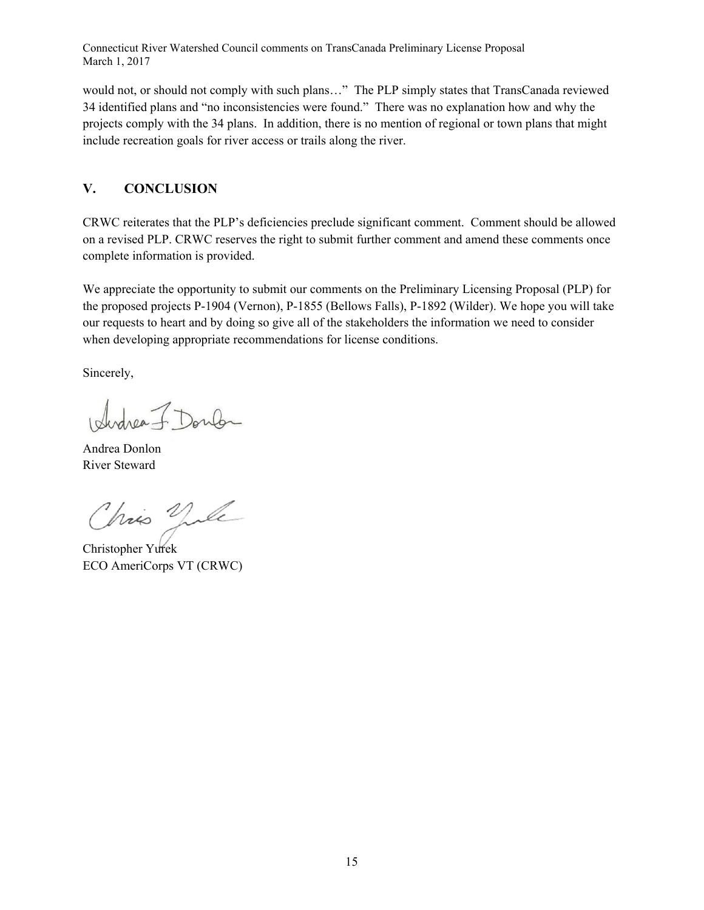would not, or should not comply with such plans…" The PLP simply states that TransCanada reviewed 34 identified plans and "no inconsistencies were found." There was no explanation how and why the projects comply with the 34 plans. In addition, there is no mention of regional or town plans that might include recreation goals for river access or trails along the river.

## V. CONCLUSION

CRWC reiterates that the PLP's deficiencies preclude significant comment. Comment should be allowed on a revised PLP. CRWC reserves the right to submit further comment and amend these comments once complete information is provided.

We appreciate the opportunity to submit our comments on the Preliminary Licensing Proposal (PLP) for the proposed projects P-1904 (Vernon), P-1855 (Bellows Falls), P-1892 (Wilder). We hope you will take our requests to heart and by doing so give all of the stakeholders the information we need to consider when developing appropriate recommendations for license conditions.

Sincerely,

Andrea Donlon
River Steward

Christopher Yurek
ECO AmeriCorps VT (CRWC)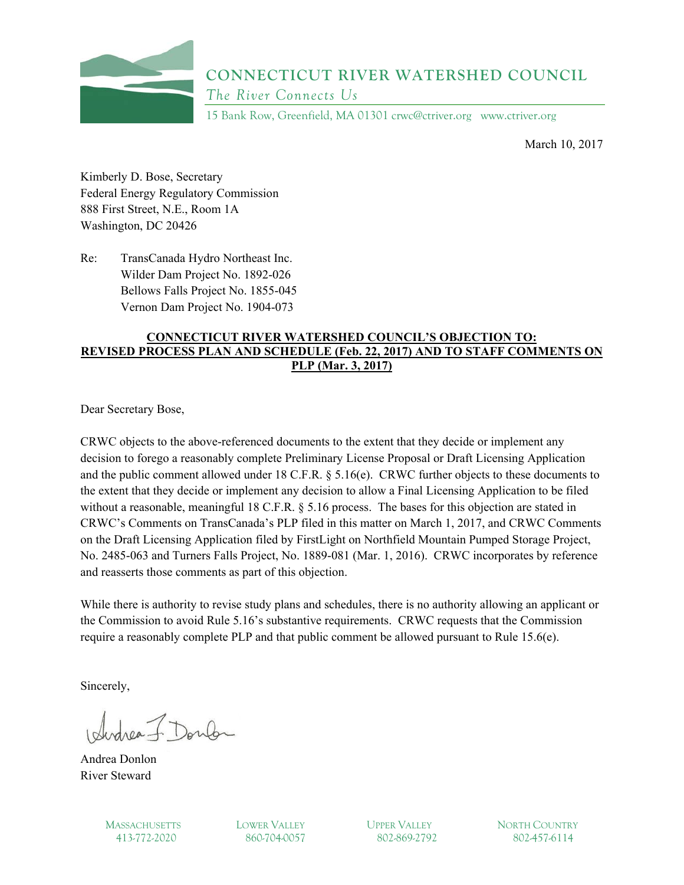**CONNECTICUT RIVER WATERSHED COUNCIL**

*The River Connects Us*

15 Bank Row, Greenfield, MA 01301 crwc@ctriver.org www.ctriver.org

March 10, 2017

Kimberly D. Bose, Secretary
Federal Energy Regulatory Commission
888 First Street, N.E., Room 1A
Washington, DC 20426

Re: TransCanada Hydro Northeast Inc.
Wilder Dam Project No. 1892-026
Bellows Falls Project No. 1855-045
Vernon Dam Project No. 1904-073

**CONNECTICUT RIVER WATERSHED COUNCIL'S OBJECTION TO: REVISED PROCESS PLAN AND SCHEDULE (Feb. 22, 2017) AND TO STAFF COMMENTS ON PLP (Mar. 3, 2017)**

Dear Secretary Bose,

CRWC objects to the above-referenced documents to the extent that they decide or implement any decision to forego a reasonably complete Preliminary License Proposal or Draft Licensing Application and the public comment allowed under 18 C.F.R. § 5.16(e). CRWC further objects to these documents to the extent that they decide or implement any decision to allow a Final Licensing Application to be filed without a reasonable, meaningful 18 C.F.R. § 5.16 process. The bases for this objection are stated in CRWC's Comments on TransCanada's PLP filed in this matter on March 1, 2017, and CRWC Comments on the Draft Licensing Application filed by FirstLight on Northfield Mountain Pumped Storage Project, No. 2485-063 and Turners Falls Project, No. 1889-081 (Mar. 1, 2016). CRWC incorporates by reference and reasserts those comments as part of this objection.

While there is authority to revise study plans and schedules, there is no authority allowing an applicant or the Commission to avoid Rule 5.16's substantive requirements. CRWC requests that the Commission require a reasonably complete PLP and that public comment be allowed pursuant to Rule 15.6(e).

Sincerely,

Andrea Donlon
River Steward

MASSACHUSETTS 413-772-2020 | LOWER VALLEY 860-704-0057 | UPPER VALLEY 802-869-2792 | NORTH COUNTRY 802-457-6114